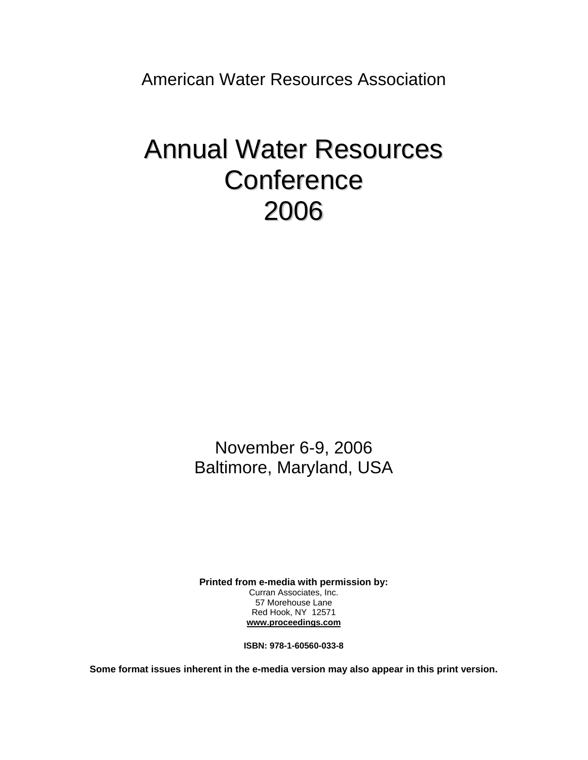American Water Resources Association

# Annual Water Resources Conference 2006

November 6-9, 2006
Baltimore, Maryland, USA

**Printed from e-media with permission by:**
Curran Associates, Inc.
57 Morehouse Lane
Red Hook, NY 12571
**www.proceedings.com**

**ISBN: 978-1-60560-033-8**

**Some format issues inherent in the e-media version may also appear in this print version.**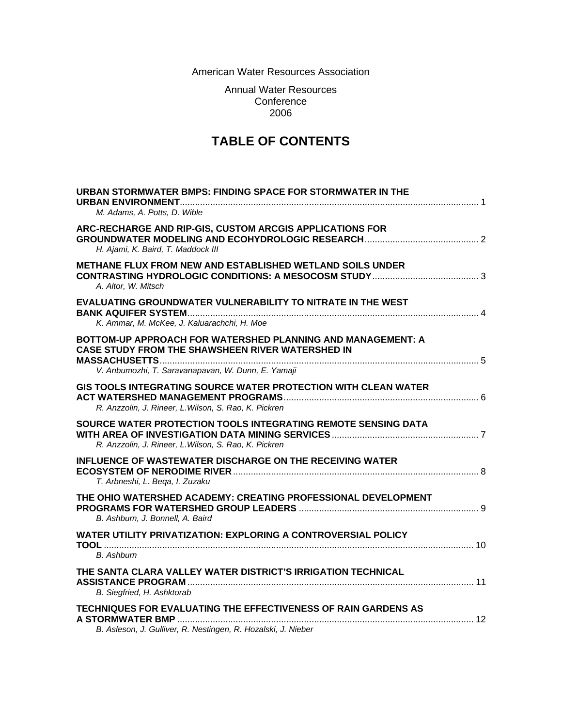American Water Resources Association

Annual Water Resources Conference 2006

# TABLE OF CONTENTS

**URBAN STORMWATER BMPS: FINDING SPACE FOR STORMWATER IN THE URBAN ENVIRONMENT** ........ 1
*M. Adams, A. Potts, D. Wible*

**ARC-RECHARGE AND RIP-GIS, CUSTOM ARCGIS APPLICATIONS FOR GROUNDWATER MODELING AND ECOHYDROLOGIC RESEARCH** ........ 2
*H. Ajami, K. Baird, T. Maddock III*

**METHANE FLUX FROM NEW AND ESTABLISHED WETLAND SOILS UNDER CONTRASTING HYDROLOGIC CONDITIONS: A MESOCOSM STUDY** ........ 3
*A. Altor, W. Mitsch*

**EVALUATING GROUNDWATER VULNERABILITY TO NITRATE IN THE WEST BANK AQUIFER SYSTEM** ........ 4
*K. Ammar, M. McKee, J. Kaluarachchi, H. Moe*

**BOTTOM-UP APPROACH FOR WATERSHED PLANNING AND MANAGEMENT: A CASE STUDY FROM THE SHAWSHEEN RIVER WATERSHED IN MASSACHUSETTS** ........ 5
*V. Anbumozhi, T. Saravanapavan, W. Dunn, E. Yamaji*

**GIS TOOLS INTEGRATING SOURCE WATER PROTECTION WITH CLEAN WATER ACT WATERSHED MANAGEMENT PROGRAMS** ........ 6
*R. Anzzolin, J. Rineer, L.Wilson, S. Rao, K. Pickren*

**SOURCE WATER PROTECTION TOOLS INTEGRATING REMOTE SENSING DATA WITH AREA OF INVESTIGATION DATA MINING SERVICES** ........ 7
*R. Anzzolin, J. Rineer, L.Wilson, S. Rao, K. Pickren*

**INFLUENCE OF WASTEWATER DISCHARGE ON THE RECEIVING WATER ECOSYSTEM OF NERODIME RIVER** ........ 8
*T. Arbneshi, L. Beqa, I. Zuzaku*

**THE OHIO WATERSHED ACADEMY: CREATING PROFESSIONAL DEVELOPMENT PROGRAMS FOR WATERSHED GROUP LEADERS** ........ 9
*B. Ashburn, J. Bonnell, A. Baird*

**WATER UTILITY PRIVATIZATION: EXPLORING A CONTROVERSIAL POLICY TOOL** ........ 10
*B. Ashburn*

**THE SANTA CLARA VALLEY WATER DISTRICT'S IRRIGATION TECHNICAL ASSISTANCE PROGRAM** ........ 11
*B. Siegfried, H. Ashktorab*

**TECHNIQUES FOR EVALUATING THE EFFECTIVENESS OF RAIN GARDENS AS A STORMWATER BMP** ........ 12
*B. Asleson, J. Gulliver, R. Nestingen, R. Hozalski, J. Nieber*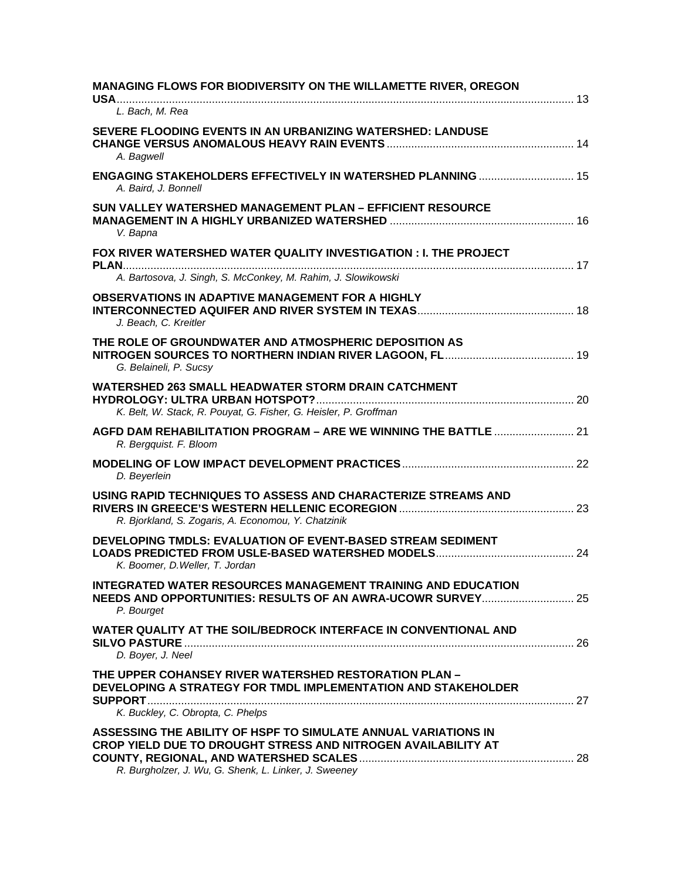**MANAGING FLOWS FOR BIODIVERSITY ON THE WILLAMETTE RIVER, OREGON USA** .......... 13
*L. Bach, M. Rea*

**SEVERE FLOODING EVENTS IN AN URBANIZING WATERSHED: LANDUSE CHANGE VERSUS ANOMALOUS HEAVY RAIN EVENTS** .......... 14
*A. Bagwell*

**ENGAGING STAKEHOLDERS EFFECTIVELY IN WATERSHED PLANNING** .......... 15
*A. Baird, J. Bonnell*

**SUN VALLEY WATERSHED MANAGEMENT PLAN – EFFICIENT RESOURCE MANAGEMENT IN A HIGHLY URBANIZED WATERSHED** .......... 16
*V. Bapna*

**FOX RIVER WATERSHED WATER QUALITY INVESTIGATION : I. THE PROJECT PLAN** .......... 17
*A. Bartosova, J. Singh, S. McConkey, M. Rahim, J. Slowikowski*

**OBSERVATIONS IN ADAPTIVE MANAGEMENT FOR A HIGHLY INTERCONNECTED AQUIFER AND RIVER SYSTEM IN TEXAS** .......... 18
*J. Beach, C. Kreitler*

**THE ROLE OF GROUNDWATER AND ATMOSPHERIC DEPOSITION AS NITROGEN SOURCES TO NORTHERN INDIAN RIVER LAGOON, FL** .......... 19
*G. Belaineli, P. Sucsy*

**WATERSHED 263 SMALL HEADWATER STORM DRAIN CATCHMENT HYDROLOGY: ULTRA URBAN HOTSPOT?** .......... 20
*K. Belt, W. Stack, R. Pouyat, G. Fisher, G. Heisler, P. Groffman*

**AGFD DAM REHABILITATION PROGRAM – ARE WE WINNING THE BATTLE** .......... 21
*R. Bergquist. F. Bloom*

**MODELING OF LOW IMPACT DEVELOPMENT PRACTICES** .......... 22
*D. Beyerlein*

**USING RAPID TECHNIQUES TO ASSESS AND CHARACTERIZE STREAMS AND RIVERS IN GREECE'S WESTERN HELLENIC ECOREGION** .......... 23
*R. Bjorkland, S. Zogaris, A. Economou, Y. Chatzinik*

**DEVELOPING TMDLS: EVALUATION OF EVENT-BASED STREAM SEDIMENT LOADS PREDICTED FROM USLE-BASED WATERSHED MODELS** .......... 24
*K. Boomer, D.Weller, T. Jordan*

**INTEGRATED WATER RESOURCES MANAGEMENT TRAINING AND EDUCATION NEEDS AND OPPORTUNITIES: RESULTS OF AN AWRA-UCOWR SURVEY** .......... 25
*P. Bourget*

**WATER QUALITY AT THE SOIL/BEDROCK INTERFACE IN CONVENTIONAL AND SILVO PASTURE** .......... 26
*D. Boyer, J. Neel*

**THE UPPER COHANSEY RIVER WATERSHED RESTORATION PLAN – DEVELOPING A STRATEGY FOR TMDL IMPLEMENTATION AND STAKEHOLDER SUPPORT** .......... 27
*K. Buckley, C. Obropta, C. Phelps*

**ASSESSING THE ABILITY OF HSPF TO SIMULATE ANNUAL VARIATIONS IN CROP YIELD DUE TO DROUGHT STRESS AND NITROGEN AVAILABILITY AT COUNTY, REGIONAL, AND WATERSHED SCALES** .......... 28
*R. Burgholzer, J. Wu, G. Shenk, L. Linker, J. Sweeney*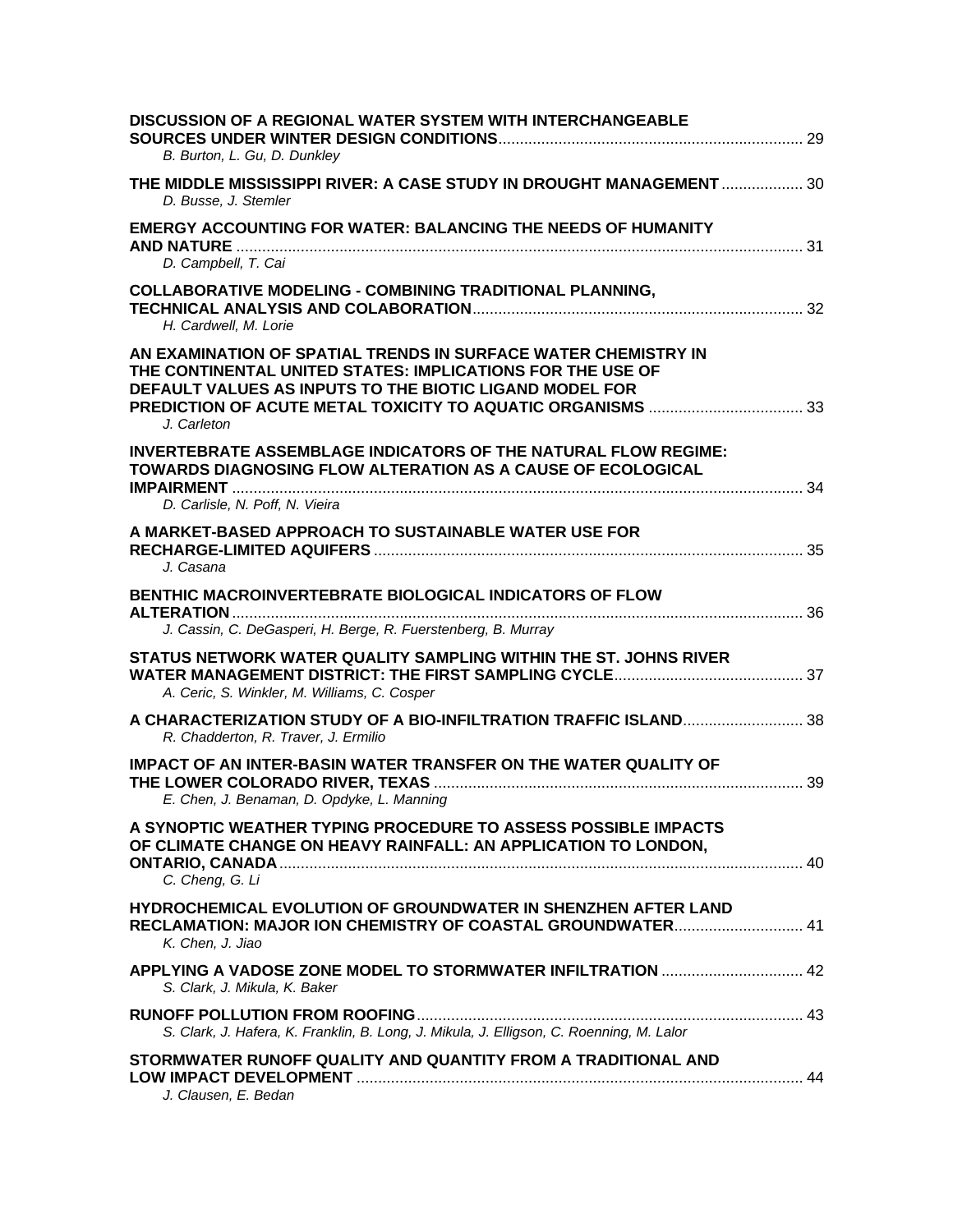**DISCUSSION OF A REGIONAL WATER SYSTEM WITH INTERCHANGEABLE SOURCES UNDER WINTER DESIGN CONDITIONS** ........................................ 29
*B. Burton, L. Gu, D. Dunkley*

**THE MIDDLE MISSISSIPPI RIVER: A CASE STUDY IN DROUGHT MANAGEMENT** ........ 30
*D. Busse, J. Stemler*

**EMERGY ACCOUNTING FOR WATER: BALANCING THE NEEDS OF HUMANITY AND NATURE** ........................................ 31
*D. Campbell, T. Cai*

**COLLABORATIVE MODELING - COMBINING TRADITIONAL PLANNING, TECHNICAL ANALYSIS AND COLABORATION** ........................................ 32
*H. Cardwell, M. Lorie*

**AN EXAMINATION OF SPATIAL TRENDS IN SURFACE WATER CHEMISTRY IN THE CONTINENTAL UNITED STATES: IMPLICATIONS FOR THE USE OF DEFAULT VALUES AS INPUTS TO THE BIOTIC LIGAND MODEL FOR PREDICTION OF ACUTE METAL TOXICITY TO AQUATIC ORGANISMS** ........ 33
*J. Carleton*

**INVERTEBRATE ASSEMBLAGE INDICATORS OF THE NATURAL FLOW REGIME: TOWARDS DIAGNOSING FLOW ALTERATION AS A CAUSE OF ECOLOGICAL IMPAIRMENT** ........................................ 34
*D. Carlisle, N. Poff, N. Vieira*

**A MARKET-BASED APPROACH TO SUSTAINABLE WATER USE FOR RECHARGE-LIMITED AQUIFERS** ........................................ 35
*J. Casana*

**BENTHIC MACROINVERTEBRATE BIOLOGICAL INDICATORS OF FLOW ALTERATION** ........................................ 36
*J. Cassin, C. DeGasperi, H. Berge, R. Fuerstenberg, B. Murray*

**STATUS NETWORK WATER QUALITY SAMPLING WITHIN THE ST. JOHNS RIVER WATER MANAGEMENT DISTRICT: THE FIRST SAMPLING CYCLE** ........................................ 37
*A. Ceric, S. Winkler, M. Williams, C. Cosper*

**A CHARACTERIZATION STUDY OF A BIO-INFILTRATION TRAFFIC ISLAND** ........ 38
*R. Chadderton, R. Traver, J. Ermilio*

**IMPACT OF AN INTER-BASIN WATER TRANSFER ON THE WATER QUALITY OF THE LOWER COLORADO RIVER, TEXAS** ........................................ 39
*E. Chen, J. Benaman, D. Opdyke, L. Manning*

**A SYNOPTIC WEATHER TYPING PROCEDURE TO ASSESS POSSIBLE IMPACTS OF CLIMATE CHANGE ON HEAVY RAINFALL: AN APPLICATION TO LONDON, ONTARIO, CANADA** ........................................ 40
*C. Cheng, G. Li*

**HYDROCHEMICAL EVOLUTION OF GROUNDWATER IN SHENZHEN AFTER LAND RECLAMATION: MAJOR ION CHEMISTRY OF COASTAL GROUNDWATER** ........ 41
*K. Chen, J. Jiao*

**APPLYING A VADOSE ZONE MODEL TO STORMWATER INFILTRATION** ........ 42
*S. Clark, J. Mikula, K. Baker*

**RUNOFF POLLUTION FROM ROOFING** ........................................ 43
*S. Clark, J. Hafera, K. Franklin, B. Long, J. Mikula, J. Elligson, C. Roenning, M. Lalor*

**STORMWATER RUNOFF QUALITY AND QUANTITY FROM A TRADITIONAL AND LOW IMPACT DEVELOPMENT** ........................................ 44
*J. Clausen, E. Bedan*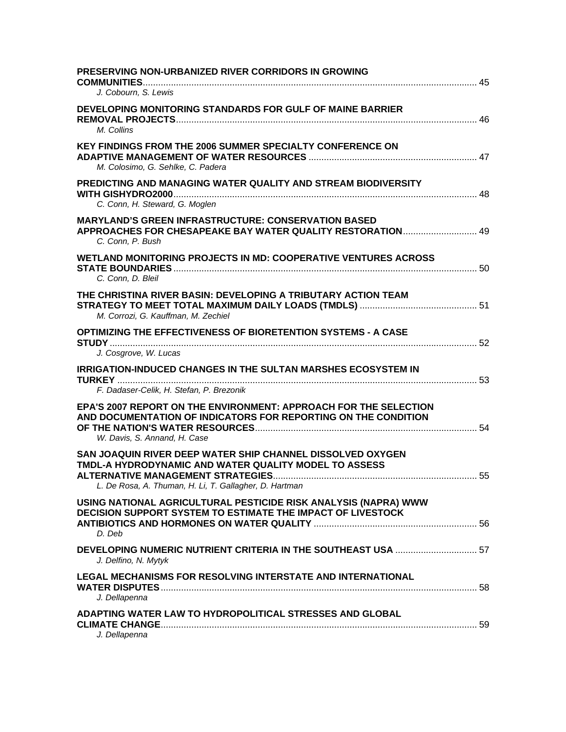**PRESERVING NON-URBANIZED RIVER CORRIDORS IN GROWING COMMUNITIES** .......... 45
*J. Cobourn, S. Lewis*

**DEVELOPING MONITORING STANDARDS FOR GULF OF MAINE BARRIER REMOVAL PROJECTS** .......... 46
*M. Collins*

**KEY FINDINGS FROM THE 2006 SUMMER SPECIALTY CONFERENCE ON ADAPTIVE MANAGEMENT OF WATER RESOURCES** .......... 47
*M. Colosimo, G. Sehlke, C. Padera*

**PREDICTING AND MANAGING WATER QUALITY AND STREAM BIODIVERSITY WITH GISHYDRO2000** .......... 48
*C. Conn, H. Steward, G. Moglen*

**MARYLAND'S GREEN INFRASTRUCTURE: CONSERVATION BASED APPROACHES FOR CHESAPEAKE BAY WATER QUALITY RESTORATION** .......... 49
*C. Conn, P. Bush*

**WETLAND MONITORING PROJECTS IN MD: COOPERATIVE VENTURES ACROSS STATE BOUNDARIES** .......... 50
*C. Conn, D. Bleil*

**THE CHRISTINA RIVER BASIN: DEVELOPING A TRIBUTARY ACTION TEAM STRATEGY TO MEET TOTAL MAXIMUM DAILY LOADS (TMDLS)** .......... 51
*M. Corrozi, G. Kauffman, M. Zechiel*

**OPTIMIZING THE EFFECTIVENESS OF BIORETENTION SYSTEMS - A CASE STUDY** .......... 52
*J. Cosgrove, W. Lucas*

**IRRIGATION-INDUCED CHANGES IN THE SULTAN MARSHES ECOSYSTEM IN TURKEY** .......... 53
*F. Dadaser-Celik, H. Stefan, P. Brezonik*

**EPA'S 2007 REPORT ON THE ENVIRONMENT: APPROACH FOR THE SELECTION AND DOCUMENTATION OF INDICATORS FOR REPORTING ON THE CONDITION OF THE NATION'S WATER RESOURCES** .......... 54
*W. Davis, S. Annand, H. Case*

**SAN JOAQUIN RIVER DEEP WATER SHIP CHANNEL DISSOLVED OXYGEN TMDL-A HYDRODYNAMIC AND WATER QUALITY MODEL TO ASSESS ALTERNATIVE MANAGEMENT STRATEGIES** .......... 55
*L. De Rosa, A. Thuman, H. Li, T. Gallagher, D. Hartman*

**USING NATIONAL AGRICULTURAL PESTICIDE RISK ANALYSIS (NAPRA) WWW DECISION SUPPORT SYSTEM TO ESTIMATE THE IMPACT OF LIVESTOCK ANTIBIOTICS AND HORMONES ON WATER QUALITY** .......... 56
*D. Deb*

**DEVELOPING NUMERIC NUTRIENT CRITERIA IN THE SOUTHEAST USA** .......... 57
*J. Delfino, N. Mytyk*

**LEGAL MECHANISMS FOR RESOLVING INTERSTATE AND INTERNATIONAL WATER DISPUTES** .......... 58
*J. Dellapenna*

**ADAPTING WATER LAW TO HYDROPOLITICAL STRESSES AND GLOBAL CLIMATE CHANGE** .......... 59
*J. Dellapenna*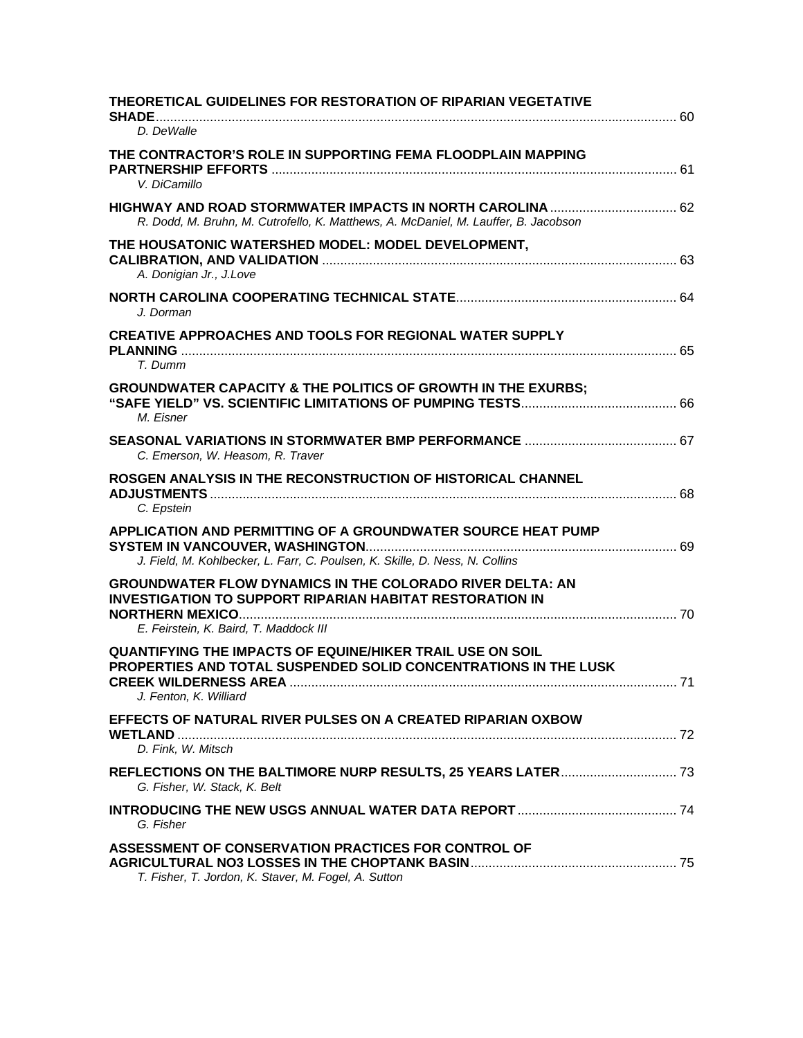**THEORETICAL GUIDELINES FOR RESTORATION OF RIPARIAN VEGETATIVE SHADE** ........................................................................................................ 60
*D. DeWalle*

**THE CONTRACTOR'S ROLE IN SUPPORTING FEMA FLOODPLAIN MAPPING PARTNERSHIP EFFORTS** ........................................................................................................ 61
*V. DiCamillo*

**HIGHWAY AND ROAD STORMWATER IMPACTS IN NORTH CAROLINA** .................................. 62
*R. Dodd, M. Bruhn, M. Cutrofello, K. Matthews, A. McDaniel, M. Lauffer, B. Jacobson*

**THE HOUSATONIC WATERSHED MODEL: MODEL DEVELOPMENT, CALIBRATION, AND VALIDATION** ........................................................................................................ 63
*A. Donigian Jr., J.Love*

**NORTH CAROLINA COOPERATING TECHNICAL STATE**............................................................ 64
*J. Dorman*

**CREATIVE APPROACHES AND TOOLS FOR REGIONAL WATER SUPPLY PLANNING** ........................................................................................................ 65
*T. Dumm*

**GROUNDWATER CAPACITY & THE POLITICS OF GROWTH IN THE EXURBS; "SAFE YIELD" VS. SCIENTIFIC LIMITATIONS OF PUMPING TESTS**.......................................... 66
*M. Eisner*

**SEASONAL VARIATIONS IN STORMWATER BMP PERFORMANCE** .......................................... 67
*C. Emerson, W. Heasom, R. Traver*

**ROSGEN ANALYSIS IN THE RECONSTRUCTION OF HISTORICAL CHANNEL ADJUSTMENTS** ........................................................................................................ 68
*C. Epstein*

**APPLICATION AND PERMITTING OF A GROUNDWATER SOURCE HEAT PUMP SYSTEM IN VANCOUVER, WASHINGTON**.................................................................................... 69
*J. Field, M. Kohlbecker, L. Farr, C. Poulsen, K. Skille, D. Ness, N. Collins*

**GROUNDWATER FLOW DYNAMICS IN THE COLORADO RIVER DELTA: AN INVESTIGATION TO SUPPORT RIPARIAN HABITAT RESTORATION IN NORTHERN MEXICO**........................................................................................................ 70
*E. Feirstein, K. Baird, T. Maddock III*

**QUANTIFYING THE IMPACTS OF EQUINE/HIKER TRAIL USE ON SOIL PROPERTIES AND TOTAL SUSPENDED SOLID CONCENTRATIONS IN THE LUSK CREEK WILDERNESS AREA** ........................................................................................................ 71
*J. Fenton, K. Williard*

**EFFECTS OF NATURAL RIVER PULSES ON A CREATED RIPARIAN OXBOW WETLAND** ........................................................................................................ 72
*D. Fink, W. Mitsch*

**REFLECTIONS ON THE BALTIMORE NURP RESULTS, 25 YEARS LATER**................................ 73
*G. Fisher, W. Stack, K. Belt*

**INTRODUCING THE NEW USGS ANNUAL WATER DATA REPORT** ............................................ 74
*G. Fisher*

**ASSESSMENT OF CONSERVATION PRACTICES FOR CONTROL OF AGRICULTURAL NO3 LOSSES IN THE CHOPTANK BASIN**......................................................... 75
*T. Fisher, T. Jordon, K. Staver, M. Fogel, A. Sutton*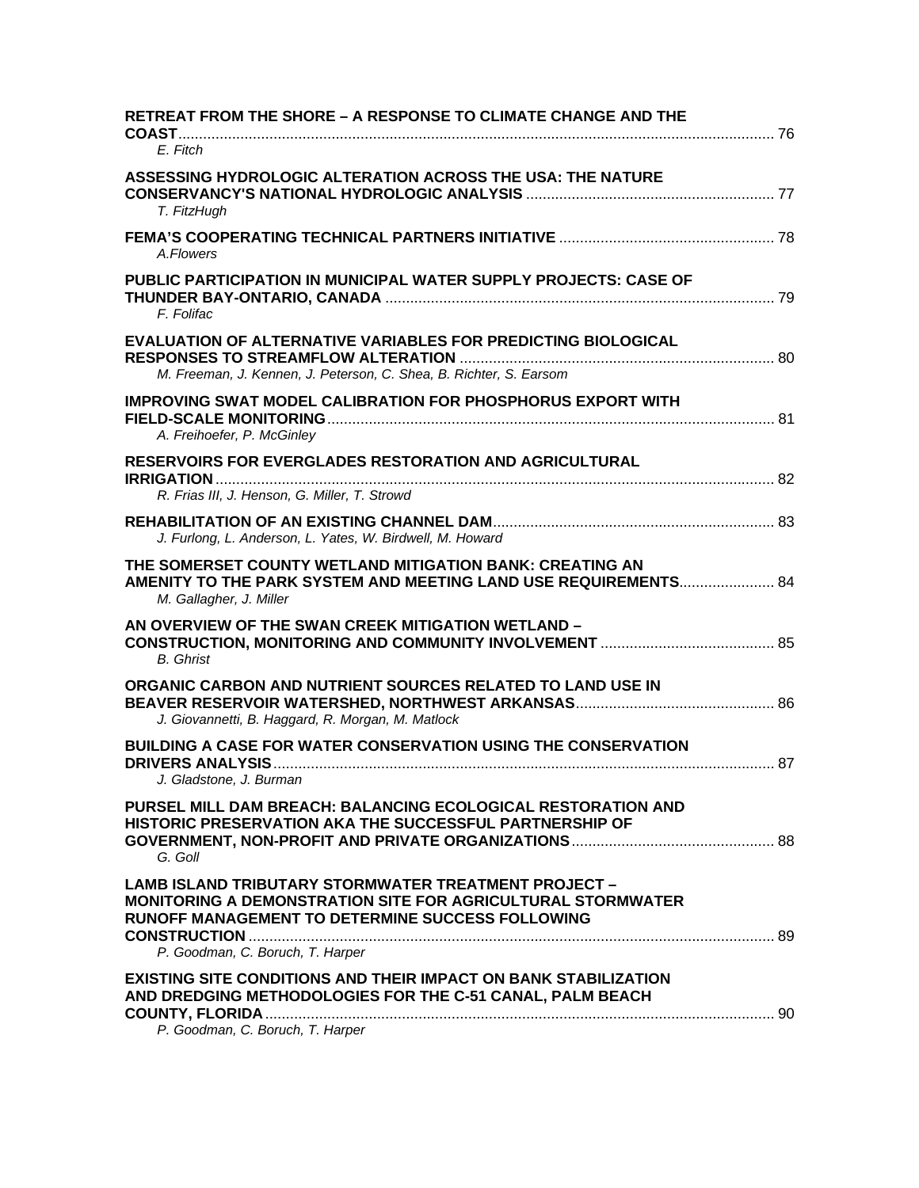**RETREAT FROM THE SHORE – A RESPONSE TO CLIMATE CHANGE AND THE COAST** ........ 76
*E. Fitch*

**ASSESSING HYDROLOGIC ALTERATION ACROSS THE USA: THE NATURE CONSERVANCY'S NATIONAL HYDROLOGIC ANALYSIS** ........ 77
*T. FitzHugh*

**FEMA'S COOPERATING TECHNICAL PARTNERS INITIATIVE** ........ 78
*A.Flowers*

**PUBLIC PARTICIPATION IN MUNICIPAL WATER SUPPLY PROJECTS: CASE OF THUNDER BAY-ONTARIO, CANADA** ........ 79
*F. Folifac*

**EVALUATION OF ALTERNATIVE VARIABLES FOR PREDICTING BIOLOGICAL RESPONSES TO STREAMFLOW ALTERATION** ........ 80
*M. Freeman, J. Kennen, J. Peterson, C. Shea, B. Richter, S. Earsom*

**IMPROVING SWAT MODEL CALIBRATION FOR PHOSPHORUS EXPORT WITH FIELD-SCALE MONITORING** ........ 81
*A. Freihoefer, P. McGinley*

**RESERVOIRS FOR EVERGLADES RESTORATION AND AGRICULTURAL IRRIGATION** ........ 82
*R. Frias III, J. Henson, G. Miller, T. Strowd*

**REHABILITATION OF AN EXISTING CHANNEL DAM** ........ 83
*J. Furlong, L. Anderson, L. Yates, W. Birdwell, M. Howard*

**THE SOMERSET COUNTY WETLAND MITIGATION BANK: CREATING AN AMENITY TO THE PARK SYSTEM AND MEETING LAND USE REQUIREMENTS** ........ 84
*M. Gallagher, J. Miller*

**AN OVERVIEW OF THE SWAN CREEK MITIGATION WETLAND – CONSTRUCTION, MONITORING AND COMMUNITY INVOLVEMENT** ........ 85
*B. Ghrist*

**ORGANIC CARBON AND NUTRIENT SOURCES RELATED TO LAND USE IN BEAVER RESERVOIR WATERSHED, NORTHWEST ARKANSAS** ........ 86
*J. Giovannetti, B. Haggard, R. Morgan, M. Matlock*

**BUILDING A CASE FOR WATER CONSERVATION USING THE CONSERVATION DRIVERS ANALYSIS** ........ 87
*J. Gladstone, J. Burman*

**PURSEL MILL DAM BREACH: BALANCING ECOLOGICAL RESTORATION AND HISTORIC PRESERVATION AKA THE SUCCESSFUL PARTNERSHIP OF GOVERNMENT, NON-PROFIT AND PRIVATE ORGANIZATIONS** ........ 88
*G. Goll*

**LAMB ISLAND TRIBUTARY STORMWATER TREATMENT PROJECT – MONITORING A DEMONSTRATION SITE FOR AGRICULTURAL STORMWATER RUNOFF MANAGEMENT TO DETERMINE SUCCESS FOLLOWING CONSTRUCTION** ........ 89
*P. Goodman, C. Boruch, T. Harper*

**EXISTING SITE CONDITIONS AND THEIR IMPACT ON BANK STABILIZATION AND DREDGING METHODOLOGIES FOR THE C-51 CANAL, PALM BEACH COUNTY, FLORIDA** ........ 90
*P. Goodman, C. Boruch, T. Harper*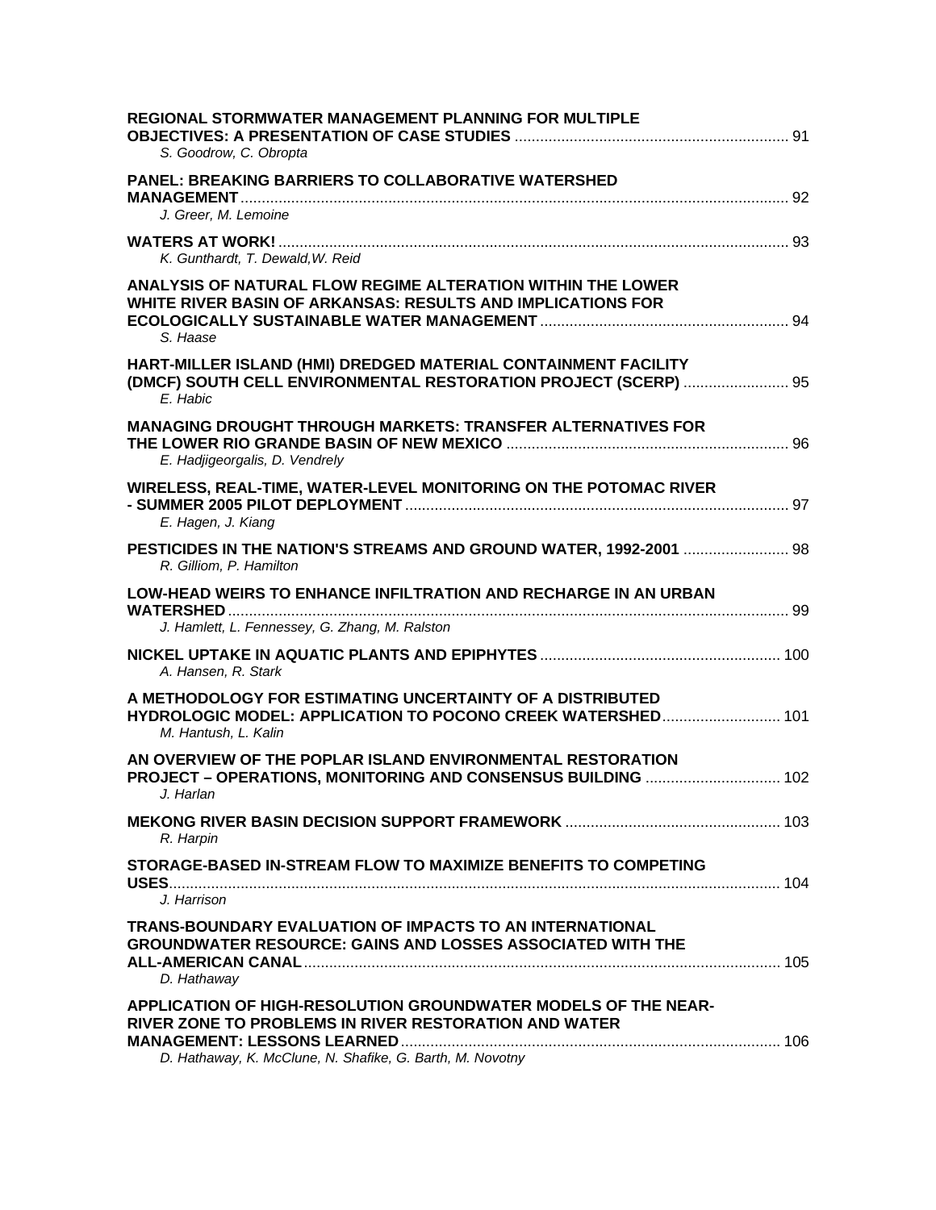**REGIONAL STORMWATER MANAGEMENT PLANNING FOR MULTIPLE OBJECTIVES: A PRESENTATION OF CASE STUDIES** ................................................................ 91
*S. Goodrow, C. Obropta*

**PANEL: BREAKING BARRIERS TO COLLABORATIVE WATERSHED MANAGEMENT** ................................................................................................................ 92
*J. Greer, M. Lemoine*

**WATERS AT WORK!** ........................................................................................................ 93
*K. Gunthardt, T. Dewald,W. Reid*

**ANALYSIS OF NATURAL FLOW REGIME ALTERATION WITHIN THE LOWER WHITE RIVER BASIN OF ARKANSAS: RESULTS AND IMPLICATIONS FOR ECOLOGICALLY SUSTAINABLE WATER MANAGEMENT** .......................................................... 94
*S. Haase*

**HART-MILLER ISLAND (HMI) DREDGED MATERIAL CONTAINMENT FACILITY (DMCF) SOUTH CELL ENVIRONMENTAL RESTORATION PROJECT (SCERP)** ......................... 95
*E. Habic*

**MANAGING DROUGHT THROUGH MARKETS: TRANSFER ALTERNATIVES FOR THE LOWER RIO GRANDE BASIN OF NEW MEXICO** .................................................................. 96
*E. Hadjigeorgalis, D. Vendrely*

**WIRELESS, REAL-TIME, WATER-LEVEL MONITORING ON THE POTOMAC RIVER - SUMMER 2005 PILOT DEPLOYMENT** .......................................................................................... 97
*E. Hagen, J. Kiang*

**PESTICIDES IN THE NATION'S STREAMS AND GROUND WATER, 1992-2001** ......................... 98
*R. Gilliom, P. Hamilton*

**LOW-HEAD WEIRS TO ENHANCE INFILTRATION AND RECHARGE IN AN URBAN WATERSHED** .................................................................................................................... 99
*J. Hamlett, L. Fennessey, G. Zhang, M. Ralston*

**NICKEL UPTAKE IN AQUATIC PLANTS AND EPIPHYTES** ......................................................... 100
*A. Hansen, R. Stark*

**A METHODOLOGY FOR ESTIMATING UNCERTAINTY OF A DISTRIBUTED HYDROLOGIC MODEL: APPLICATION TO POCONO CREEK WATERSHED** ............................ 101
*M. Hantush, L. Kalin*

**AN OVERVIEW OF THE POPLAR ISLAND ENVIRONMENTAL RESTORATION PROJECT – OPERATIONS, MONITORING AND CONSENSUS BUILDING** ................................ 102
*J. Harlan*

**MEKONG RIVER BASIN DECISION SUPPORT FRAMEWORK** ................................................... 103
*R. Harpin*

**STORAGE-BASED IN-STREAM FLOW TO MAXIMIZE BENEFITS TO COMPETING USES** ............................................................................................................................... 104
*J. Harrison*

**TRANS-BOUNDARY EVALUATION OF IMPACTS TO AN INTERNATIONAL GROUNDWATER RESOURCE: GAINS AND LOSSES ASSOCIATED WITH THE ALL-AMERICAN CANAL** ................................................................................................................ 105
*D. Hathaway*

**APPLICATION OF HIGH-RESOLUTION GROUNDWATER MODELS OF THE NEAR-RIVER ZONE TO PROBLEMS IN RIVER RESTORATION AND WATER MANAGEMENT: LESSONS LEARNED** ......................................................................................... 106
*D. Hathaway, K. McClune, N. Shafike, G. Barth, M. Novotny*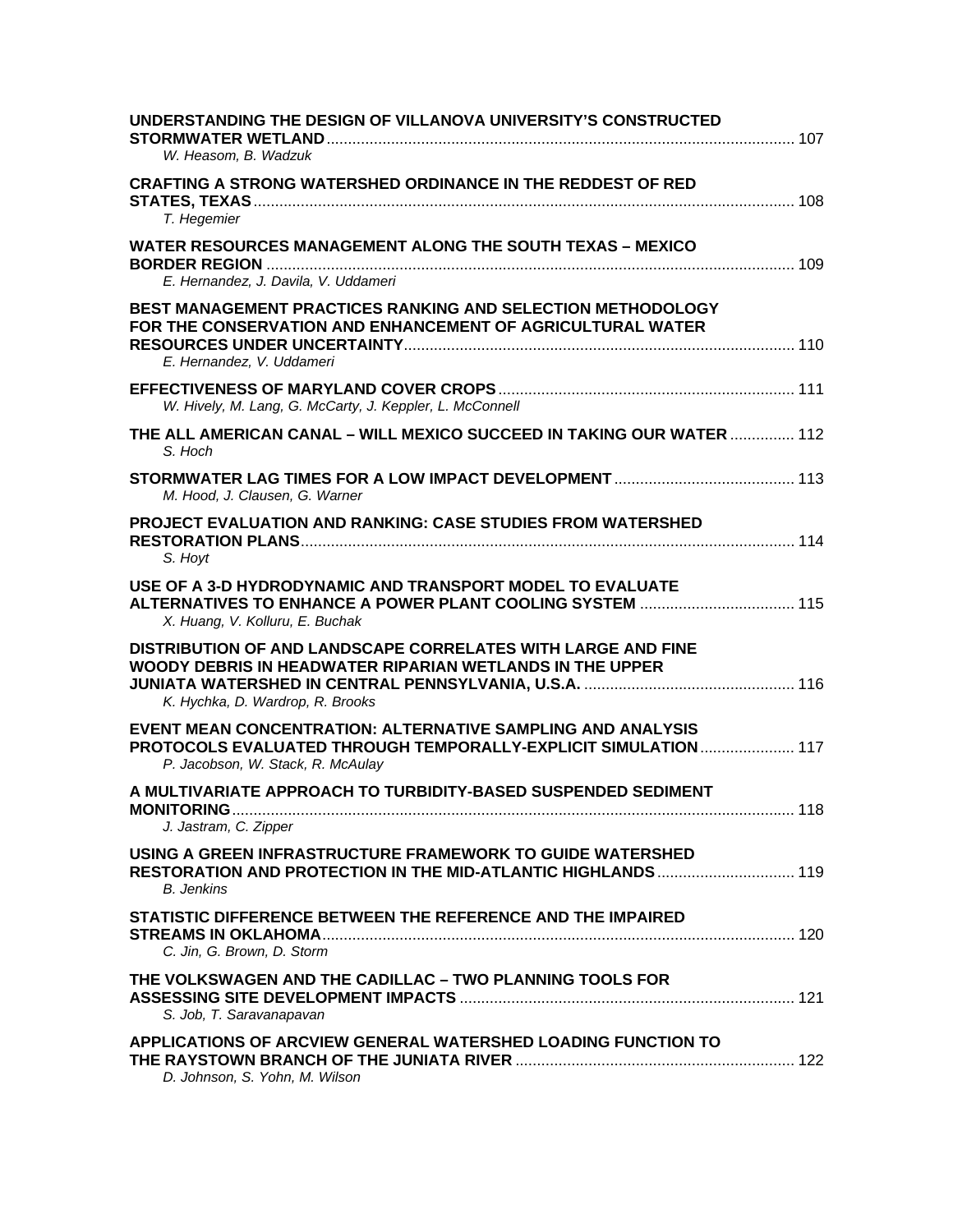**UNDERSTANDING THE DESIGN OF VILLANOVA UNIVERSITY'S CONSTRUCTED STORMWATER WETLAND** ........ 107
*W. Heasom, B. Wadzuk*

**CRAFTING A STRONG WATERSHED ORDINANCE IN THE REDDEST OF RED STATES, TEXAS** ........ 108
*T. Hegemier*

**WATER RESOURCES MANAGEMENT ALONG THE SOUTH TEXAS – MEXICO BORDER REGION** ........ 109
*E. Hernandez, J. Davila, V. Uddameri*

**BEST MANAGEMENT PRACTICES RANKING AND SELECTION METHODOLOGY FOR THE CONSERVATION AND ENHANCEMENT OF AGRICULTURAL WATER RESOURCES UNDER UNCERTAINTY** ........ 110
*E. Hernandez, V. Uddameri*

**EFFECTIVENESS OF MARYLAND COVER CROPS** ........ 111
*W. Hively, M. Lang, G. McCarty, J. Keppler, L. McConnell*

**THE ALL AMERICAN CANAL – WILL MEXICO SUCCEED IN TAKING OUR WATER** ........ 112
*S. Hoch*

**STORMWATER LAG TIMES FOR A LOW IMPACT DEVELOPMENT** ........ 113
*M. Hood, J. Clausen, G. Warner*

**PROJECT EVALUATION AND RANKING: CASE STUDIES FROM WATERSHED RESTORATION PLANS** ........ 114
*S. Hoyt*

**USE OF A 3-D HYDRODYNAMIC AND TRANSPORT MODEL TO EVALUATE ALTERNATIVES TO ENHANCE A POWER PLANT COOLING SYSTEM** ........ 115
*X. Huang, V. Kolluru, E. Buchak*

**DISTRIBUTION OF AND LANDSCAPE CORRELATES WITH LARGE AND FINE WOODY DEBRIS IN HEADWATER RIPARIAN WETLANDS IN THE UPPER JUNIATA WATERSHED IN CENTRAL PENNSYLVANIA, U.S.A.** ........ 116
*K. Hychka, D. Wardrop, R. Brooks*

**EVENT MEAN CONCENTRATION: ALTERNATIVE SAMPLING AND ANALYSIS PROTOCOLS EVALUATED THROUGH TEMPORALLY-EXPLICIT SIMULATION** ........ 117
*P. Jacobson, W. Stack, R. McAulay*

**A MULTIVARIATE APPROACH TO TURBIDITY-BASED SUSPENDED SEDIMENT MONITORING** ........ 118
*J. Jastram, C. Zipper*

**USING A GREEN INFRASTRUCTURE FRAMEWORK TO GUIDE WATERSHED RESTORATION AND PROTECTION IN THE MID-ATLANTIC HIGHLANDS** ........ 119
*B. Jenkins*

**STATISTIC DIFFERENCE BETWEEN THE REFERENCE AND THE IMPAIRED STREAMS IN OKLAHOMA** ........ 120
*C. Jin, G. Brown, D. Storm*

**THE VOLKSWAGEN AND THE CADILLAC – TWO PLANNING TOOLS FOR ASSESSING SITE DEVELOPMENT IMPACTS** ........ 121
*S. Job, T. Saravanapavan*

**APPLICATIONS OF ARCVIEW GENERAL WATERSHED LOADING FUNCTION TO THE RAYSTOWN BRANCH OF THE JUNIATA RIVER** ........ 122
*D. Johnson, S. Yohn, M. Wilson*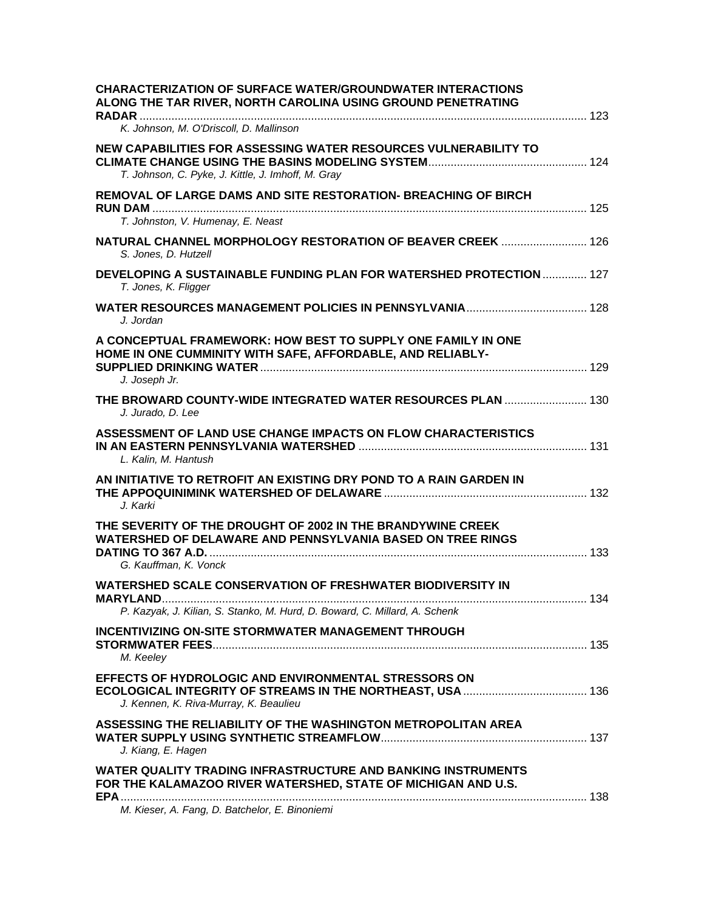**CHARACTERIZATION OF SURFACE WATER/GROUNDWATER INTERACTIONS ALONG THE TAR RIVER, NORTH CAROLINA USING GROUND PENETRATING RADAR** ............ 123
*K. Johnson, M. O'Driscoll, D. Mallinson*

**NEW CAPABILITIES FOR ASSESSING WATER RESOURCES VULNERABILITY TO CLIMATE CHANGE USING THE BASINS MODELING SYSTEM** ............ 124
*T. Johnson, C. Pyke, J. Kittle, J. Imhoff, M. Gray*

**REMOVAL OF LARGE DAMS AND SITE RESTORATION- BREACHING OF BIRCH RUN DAM** ............ 125
*T. Johnston, V. Humenay, E. Neast*

**NATURAL CHANNEL MORPHOLOGY RESTORATION OF BEAVER CREEK** ............ 126
*S. Jones, D. Hutzell*

**DEVELOPING A SUSTAINABLE FUNDING PLAN FOR WATERSHED PROTECTION** ............ 127
*T. Jones, K. Fligger*

**WATER RESOURCES MANAGEMENT POLICIES IN PENNSYLVANIA** ............ 128
*J. Jordan*

**A CONCEPTUAL FRAMEWORK: HOW BEST TO SUPPLY ONE FAMILY IN ONE HOME IN ONE CUMMINITY WITH SAFE, AFFORDABLE, AND RELIABLY-SUPPLIED DRINKING WATER** ............ 129
*J. Joseph Jr.*

**THE BROWARD COUNTY-WIDE INTEGRATED WATER RESOURCES PLAN** ............ 130
*J. Jurado, D. Lee*

**ASSESSMENT OF LAND USE CHANGE IMPACTS ON FLOW CHARACTERISTICS IN AN EASTERN PENNSYLVANIA WATERSHED** ............ 131
*L. Kalin, M. Hantush*

**AN INITIATIVE TO RETROFIT AN EXISTING DRY POND TO A RAIN GARDEN IN THE APPOQUINIMINK WATERSHED OF DELAWARE** ............ 132
*J. Karki*

**THE SEVERITY OF THE DROUGHT OF 2002 IN THE BRANDYWINE CREEK WATERSHED OF DELAWARE AND PENNSYLVANIA BASED ON TREE RINGS DATING TO 367 A.D.** ............ 133
*G. Kauffman, K. Vonck*

**WATERSHED SCALE CONSERVATION OF FRESHWATER BIODIVERSITY IN MARYLAND** ............ 134
*P. Kazyak, J. Kilian, S. Stanko, M. Hurd, D. Boward, C. Millard, A. Schenk*

**INCENTIVIZING ON-SITE STORMWATER MANAGEMENT THROUGH STORMWATER FEES** ............ 135
*M. Keeley*

**EFFECTS OF HYDROLOGIC AND ENVIRONMENTAL STRESSORS ON ECOLOGICAL INTEGRITY OF STREAMS IN THE NORTHEAST, USA** ............ 136
*J. Kennen, K. Riva-Murray, K. Beaulieu*

**ASSESSING THE RELIABILITY OF THE WASHINGTON METROPOLITAN AREA WATER SUPPLY USING SYNTHETIC STREAMFLOW** ............ 137
*J. Kiang, E. Hagen*

**WATER QUALITY TRADING INFRASTRUCTURE AND BANKING INSTRUMENTS FOR THE KALAMAZOO RIVER WATERSHED, STATE OF MICHIGAN AND U.S. EPA** ............ 138
*M. Kieser, A. Fang, D. Batchelor, E. Binoniemi*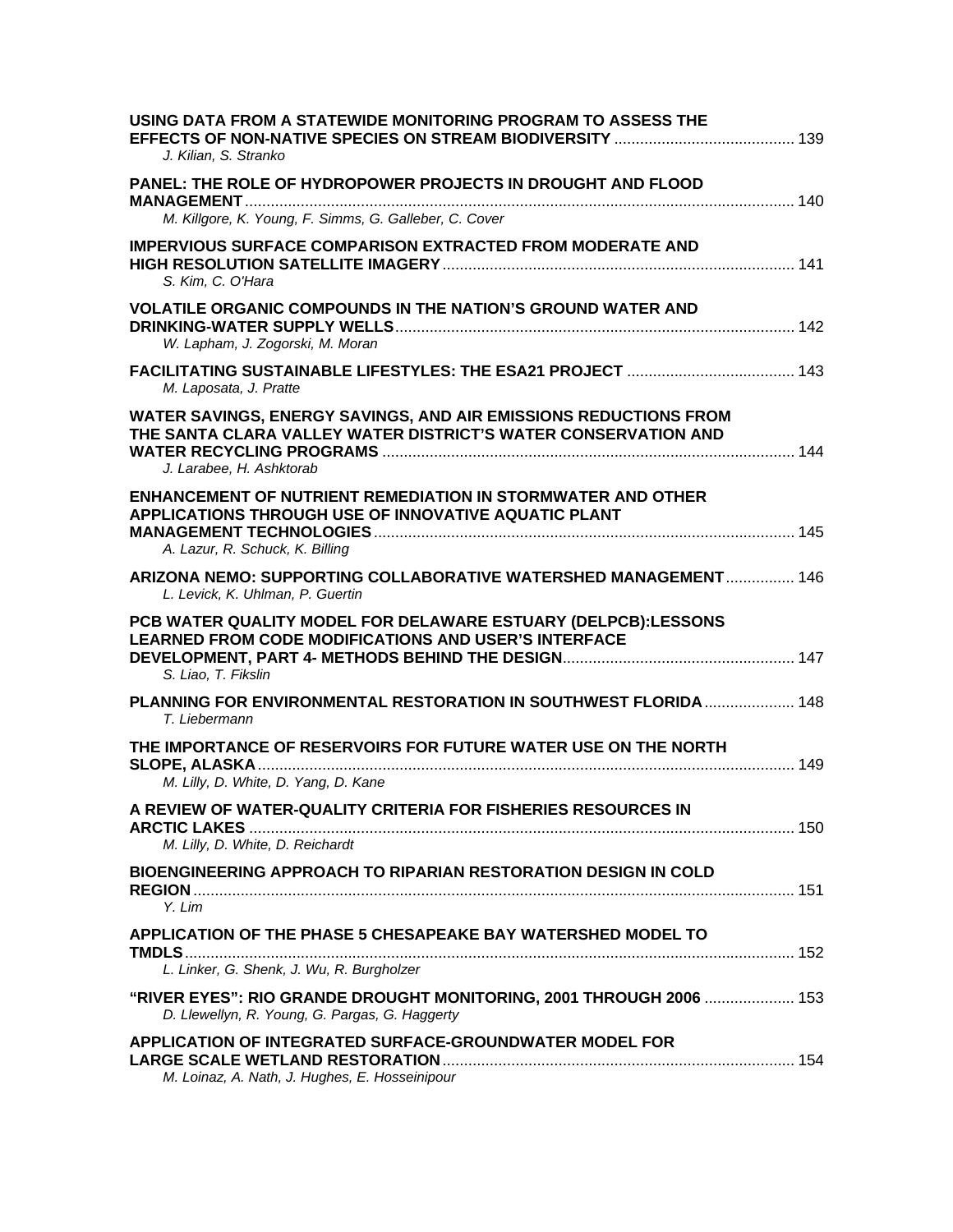**USING DATA FROM A STATEWIDE MONITORING PROGRAM TO ASSESS THE EFFECTS OF NON-NATIVE SPECIES ON STREAM BIODIVERSITY** ........................................ 139
*J. Kilian, S. Stranko*

**PANEL: THE ROLE OF HYDROPOWER PROJECTS IN DROUGHT AND FLOOD MANAGEMENT** ........................................ 140
*M. Killgore, K. Young, F. Simms, G. Galleber, C. Cover*

**IMPERVIOUS SURFACE COMPARISON EXTRACTED FROM MODERATE AND HIGH RESOLUTION SATELLITE IMAGERY** ........................................ 141
*S. Kim, C. O'Hara*

**VOLATILE ORGANIC COMPOUNDS IN THE NATION'S GROUND WATER AND DRINKING-WATER SUPPLY WELLS** ........................................ 142
*W. Lapham, J. Zogorski, M. Moran*

**FACILITATING SUSTAINABLE LIFESTYLES: THE ESA21 PROJECT** ........................................ 143
*M. Laposata, J. Pratte*

**WATER SAVINGS, ENERGY SAVINGS, AND AIR EMISSIONS REDUCTIONS FROM THE SANTA CLARA VALLEY WATER DISTRICT'S WATER CONSERVATION AND WATER RECYCLING PROGRAMS** ........................................ 144
*J. Larabee, H. Ashktorab*

**ENHANCEMENT OF NUTRIENT REMEDIATION IN STORMWATER AND OTHER APPLICATIONS THROUGH USE OF INNOVATIVE AQUATIC PLANT MANAGEMENT TECHNOLOGIES** ........................................ 145
*A. Lazur, R. Schuck, K. Billing*

**ARIZONA NEMO: SUPPORTING COLLABORATIVE WATERSHED MANAGEMENT** ........................................ 146
*L. Levick, K. Uhlman, P. Guertin*

**PCB WATER QUALITY MODEL FOR DELAWARE ESTUARY (DELPCB):LESSONS LEARNED FROM CODE MODIFICATIONS AND USER'S INTERFACE DEVELOPMENT, PART 4- METHODS BEHIND THE DESIGN** ........................................ 147
*S. Liao, T. Fikslin*

**PLANNING FOR ENVIRONMENTAL RESTORATION IN SOUTHWEST FLORIDA** ........................................ 148
*T. Liebermann*

**THE IMPORTANCE OF RESERVOIRS FOR FUTURE WATER USE ON THE NORTH SLOPE, ALASKA** ........................................ 149
*M. Lilly, D. White, D. Yang, D. Kane*

**A REVIEW OF WATER-QUALITY CRITERIA FOR FISHERIES RESOURCES IN ARCTIC LAKES** ........................................ 150
*M. Lilly, D. White, D. Reichardt*

**BIOENGINEERING APPROACH TO RIPARIAN RESTORATION DESIGN IN COLD REGION** ........................................ 151
*Y. Lim*

**APPLICATION OF THE PHASE 5 CHESAPEAKE BAY WATERSHED MODEL TO TMDLS** ........................................ 152
*L. Linker, G. Shenk, J. Wu, R. Burgholzer*

**"RIVER EYES": RIO GRANDE DROUGHT MONITORING, 2001 THROUGH 2006** ........................................ 153
*D. Llewellyn, R. Young, G. Pargas, G. Haggerty*

**APPLICATION OF INTEGRATED SURFACE-GROUNDWATER MODEL FOR LARGE SCALE WETLAND RESTORATION** ........................................ 154
*M. Loinaz, A. Nath, J. Hughes, E. Hosseinipour*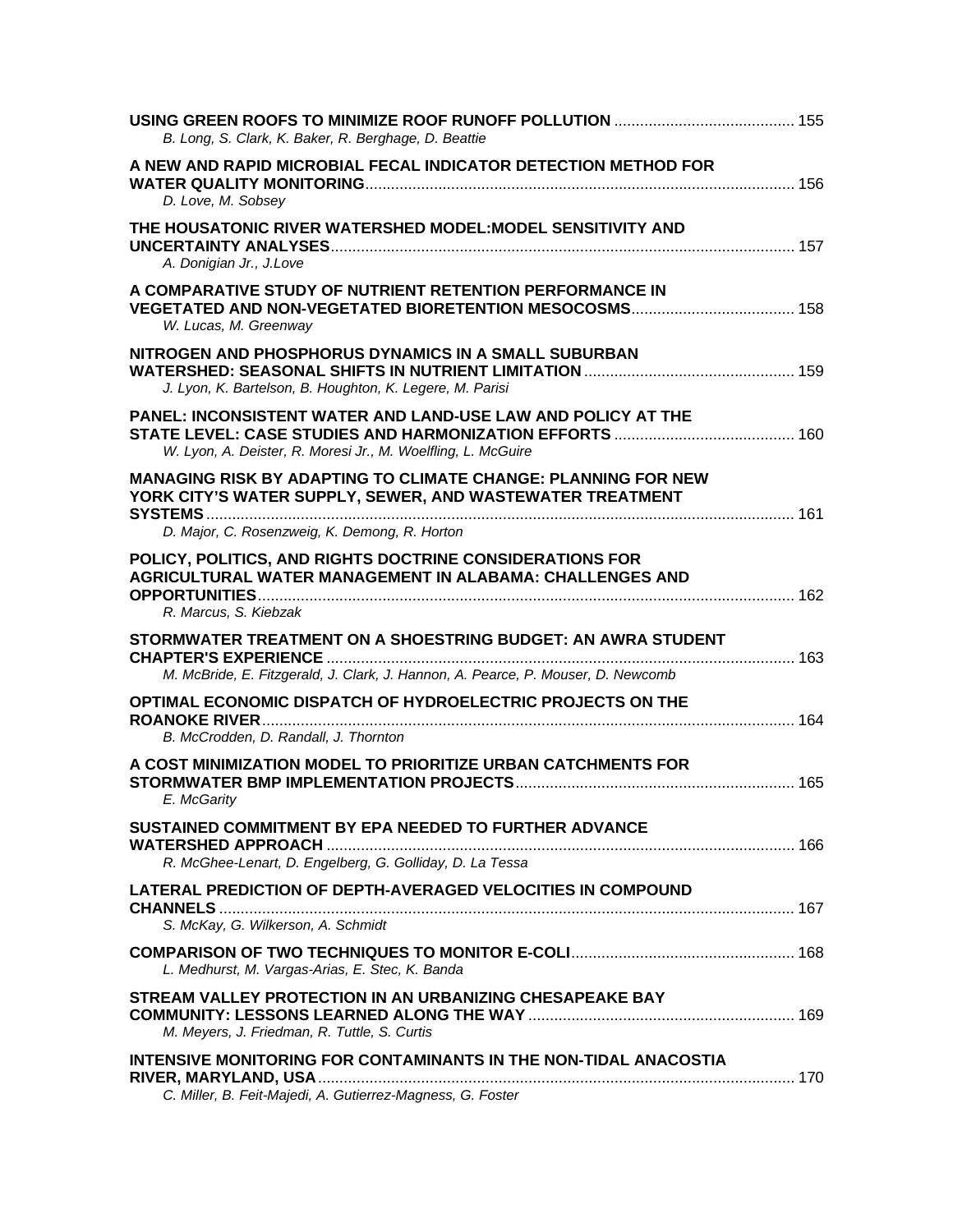**USING GREEN ROOFS TO MINIMIZE ROOF RUNOFF POLLUTION** .......................................... 155
*B. Long, S. Clark, K. Baker, R. Berghage, D. Beattie*

**A NEW AND RAPID MICROBIAL FECAL INDICATOR DETECTION METHOD FOR WATER QUALITY MONITORING**.................................................................................................... 156
*D. Love, M. Sobsey*

**THE HOUSATONIC RIVER WATERSHED MODEL:MODEL SENSITIVITY AND UNCERTAINTY ANALYSES**........................................................................................................... 157
*A. Donigian Jr., J.Love*

**A COMPARATIVE STUDY OF NUTRIENT RETENTION PERFORMANCE IN VEGETATED AND NON-VEGETATED BIORETENTION MESOCOSMS**...................................... 158
*W. Lucas, M. Greenway*

**NITROGEN AND PHOSPHORUS DYNAMICS IN A SMALL SUBURBAN WATERSHED: SEASONAL SHIFTS IN NUTRIENT LIMITATION** ................................................ 159
*J. Lyon, K. Bartelson, B. Houghton, K. Legere, M. Parisi*

**PANEL: INCONSISTENT WATER AND LAND-USE LAW AND POLICY AT THE STATE LEVEL: CASE STUDIES AND HARMONIZATION EFFORTS** .......................................... 160
*W. Lyon, A. Deister, R. Moresi Jr., M. Woelfling, L. McGuire*

**MANAGING RISK BY ADAPTING TO CLIMATE CHANGE: PLANNING FOR NEW YORK CITY'S WATER SUPPLY, SEWER, AND WASTEWATER TREATMENT SYSTEMS**........................................................................................................................................ 161
*D. Major, C. Rosenzweig, K. Demong, R. Horton*

**POLICY, POLITICS, AND RIGHTS DOCTRINE CONSIDERATIONS FOR AGRICULTURAL WATER MANAGEMENT IN ALABAMA: CHALLENGES AND OPPORTUNITIES**............................................................................................................................. 162
*R. Marcus, S. Kiebzak*

**STORMWATER TREATMENT ON A SHOESTRING BUDGET: AN AWRA STUDENT CHAPTER'S EXPERIENCE** ............................................................................................... 163
*M. McBride, E. Fitzgerald, J. Clark, J. Hannon, A. Pearce, P. Mouser, D. Newcomb*

**OPTIMAL ECONOMIC DISPATCH OF HYDROELECTRIC PROJECTS ON THE ROANOKE RIVER**.......................................................................................................................... 164
*B. McCrodden, D. Randall, J. Thornton*

**A COST MINIMIZATION MODEL TO PRIORITIZE URBAN CATCHMENTS FOR STORMWATER BMP IMPLEMENTATION PROJECTS**................................................................ 165
*E. McGarity*

**SUSTAINED COMMITMENT BY EPA NEEDED TO FURTHER ADVANCE WATERSHED APPROACH** ............................................................................................................ 166
*R. McGhee-Lenart, D. Engelberg, G. Golliday, D. La Tessa*

**LATERAL PREDICTION OF DEPTH-AVERAGED VELOCITIES IN COMPOUND CHANNELS** ..................................................................................................................................... 167
*S. McKay, G. Wilkerson, A. Schmidt*

**COMPARISON OF TWO TECHNIQUES TO MONITOR E-COLI**.................................................... 168
*L. Medhurst, M. Vargas-Arias, E. Stec, K. Banda*

**STREAM VALLEY PROTECTION IN AN URBANIZING CHESAPEAKE BAY COMMUNITY: LESSONS LEARNED ALONG THE WAY** ............................................................. 169
*M. Meyers, J. Friedman, R. Tuttle, S. Curtis*

**INTENSIVE MONITORING FOR CONTAMINANTS IN THE NON-TIDAL ANACOSTIA RIVER, MARYLAND, USA**............................................................................................................... 170
*C. Miller, B. Feit-Majedi, A. Gutierrez-Magness, G. Foster*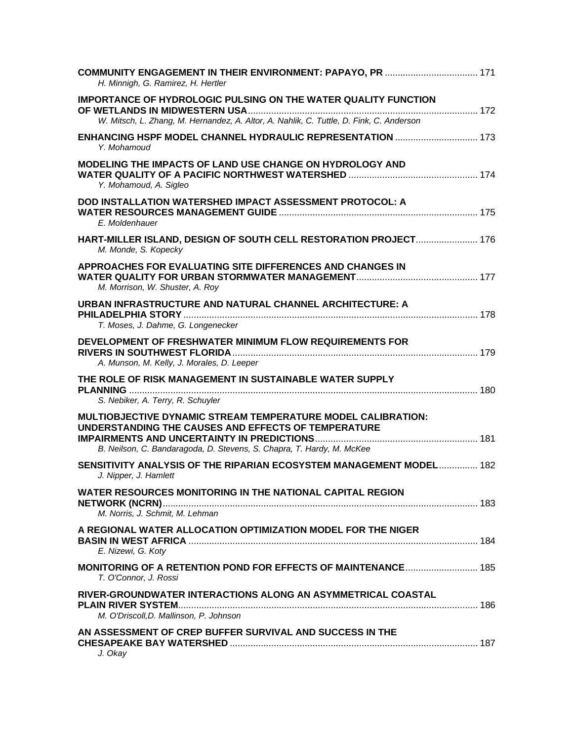**COMMUNITY ENGAGEMENT IN THEIR ENVIRONMENT: PAPAYO, PR** .................................... 171
*H. Minnigh, G. Ramirez, H. Hertler*

**IMPORTANCE OF HYDROLOGIC PULSING ON THE WATER QUALITY FUNCTION OF WETLANDS IN MIDWESTERN USA** ........................................................................................... 172
*W. Mitsch, L. Zhang, M. Hernandez, A. Altor, A. Nahlik, C. Tuttle, D. Fink, C. Anderson*

**ENHANCING HSPF MODEL CHANNEL HYDRAULIC REPRESENTATION** ................................ 173
*Y. Mohamoud*

**MODELING THE IMPACTS OF LAND USE CHANGE ON HYDROLOGY AND WATER QUALITY OF A PACIFIC NORTHWEST WATERSHED** .................................................. 174
*Y. Mohamoud, A. Sigleo*

**DOD INSTALLATION WATERSHED IMPACT ASSESSMENT PROTOCOL: A WATER RESOURCES MANAGEMENT GUIDE** ............................................................................ 175
*E. Moldenhauer*

**HART-MILLER ISLAND, DESIGN OF SOUTH CELL RESTORATION PROJECT** ........................ 176
*M. Monde, S. Kopecky*

**APPROACHES FOR EVALUATING SITE DIFFERENCES AND CHANGES IN WATER QUALITY FOR URBAN STORMWATER MANAGEMENT** .............................................. 177
*M. Morrison, W. Shuster, A. Roy*

**URBAN INFRASTRUCTURE AND NATURAL CHANNEL ARCHITECTURE: A PHILADELPHIA STORY** ................................................................................................................. 178
*T. Moses, J. Dahme, G. Longenecker*

**DEVELOPMENT OF FRESHWATER MINIMUM FLOW REQUIREMENTS FOR RIVERS IN SOUTHWEST FLORIDA** .............................................................................................. 179
*A. Munson, M. Kelly, J. Morales, D. Leeper*

**THE ROLE OF RISK MANAGEMENT IN SUSTAINABLE WATER SUPPLY PLANNING** ...................................................................................................................... 180
*S. Nebiker, A. Terry, R. Schuyler*

**MULTIOBJECTIVE DYNAMIC STREAM TEMPERATURE MODEL CALIBRATION: UNDERSTANDING THE CAUSES AND EFFECTS OF TEMPERATURE IMPAIRMENTS AND UNCERTAINTY IN PREDICTIONS** .............................................................. 181
*B. Neilson, C. Bandaragoda, D. Stevens, S. Chapra, T. Hardy, M. McKee*

**SENSITIVITY ANALYSIS OF THE RIPARIAN ECOSYSTEM MANAGEMENT MODEL** ............... 182
*J. Nipper, J. Hamlett*

**WATER RESOURCES MONITORING IN THE NATIONAL CAPITAL REGION NETWORK (NCRN)** ......................................................................................................................... 183
*M. Norris, J. Schmit, M. Lehman*

**A REGIONAL WATER ALLOCATION OPTIMIZATION MODEL FOR THE NIGER BASIN IN WEST AFRICA** ............................................................................................................... 184
*E. Nizewi, G. Koty*

**MONITORING OF A RETENTION POND FOR EFFECTS OF MAINTENANCE** ............................ 185
*T. O'Connor, J. Rossi*

**RIVER-GROUNDWATER INTERACTIONS ALONG AN ASYMMETRICAL COASTAL PLAIN RIVER SYSTEM** ................................................................................................................... 186
*M. O'Driscoll,D. Mallinson, P. Johnson*

**AN ASSESSMENT OF CREP BUFFER SURVIVAL AND SUCCESS IN THE CHESAPEAKE BAY WATERSHED** ............................................................................................... 187
*J. Okay*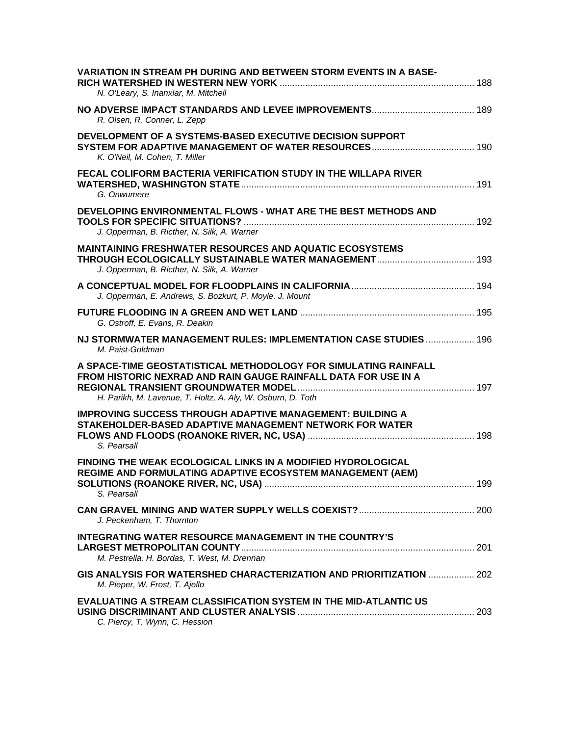**VARIATION IN STREAM PH DURING AND BETWEEN STORM EVENTS IN A BASE-RICH WATERSHED IN WESTERN NEW YORK** ............................................................................ 188
*N. O'Leary, S. Inanxlar, M. Mitchell*

**NO ADVERSE IMPACT STANDARDS AND LEVEE IMPROVEMENTS**........................................ 189
*R. Olsen, R. Conner, L. Zepp*

**DEVELOPMENT OF A SYSTEMS-BASED EXECUTIVE DECISION SUPPORT SYSTEM FOR ADAPTIVE MANAGEMENT OF WATER RESOURCES**........................................ 190
*K. O'Neil, M. Cohen, T. Miller*

**FECAL COLIFORM BACTERIA VERIFICATION STUDY IN THE WILLAPA RIVER WATERSHED, WASHINGTON STATE**.......................................................................................... 191
*G. Onwumere*

**DEVELOPING ENVIRONMENTAL FLOWS - WHAT ARE THE BEST METHODS AND TOOLS FOR SPECIFIC SITUATIONS?** .......................................................................................... 192
*J. Opperman, B. Ricther, N. Silk, A. Warner*

**MAINTAINING FRESHWATER RESOURCES AND AQUATIC ECOSYSTEMS THROUGH ECOLOGICALLY SUSTAINABLE WATER MANAGEMENT**...................................... 193
*J. Opperman, B. Ricther, N. Silk, A. Warner*

**A CONCEPTUAL MODEL FOR FLOODPLAINS IN CALIFORNIA**................................................ 194
*J. Opperman, E. Andrews, S. Bozkurt, P. Moyle, J. Mount*

**FUTURE FLOODING IN A GREEN AND WET LAND** .................................................................... 195
*G. Ostroff, E. Evans, R. Deakin*

**NJ STORMWATER MANAGEMENT RULES: IMPLEMENTATION CASE STUDIES** ................... 196
*M. Paist-Goldman*

**A SPACE-TIME GEOSTATISTICAL METHODOLOGY FOR SIMULATING RAINFALL FROM HISTORIC NEXRAD AND RAIN GAUGE RAINFALL DATA FOR USE IN A REGIONAL TRANSIENT GROUNDWATER MODEL**..................................................................... 197
*H. Parikh, M. Lavenue, T. Holtz, A. Aly, W. Osburn, D. Toth*

**IMPROVING SUCCESS THROUGH ADAPTIVE MANAGEMENT: BUILDING A STAKEHOLDER-BASED ADAPTIVE MANAGEMENT NETWORK FOR WATER FLOWS AND FLOODS (ROANOKE RIVER, NC, USA)** ................................................................. 198
*S. Pearsall*

**FINDING THE WEAK ECOLOGICAL LINKS IN A MODIFIED HYDROLOGICAL REGIME AND FORMULATING ADAPTIVE ECOSYSTEM MANAGEMENT (AEM) SOLUTIONS (ROANOKE RIVER, NC, USA)** .................................................................................. 199
*S. Pearsall*

**CAN GRAVEL MINING AND WATER SUPPLY WELLS COEXIST?**............................................. 200
*J. Peckenham, T. Thornton*

**INTEGRATING WATER RESOURCE MANAGEMENT IN THE COUNTRY'S LARGEST METROPOLITAN COUNTY**........................................................................................... 201
*M. Pestrella, H. Bordas, T. West, M. Drennan*

**GIS ANALYSIS FOR WATERSHED CHARACTERIZATION AND PRIORITIZATION** .................. 202
*M. Pieper, W. Frost, T. Ajello*

**EVALUATING A STREAM CLASSIFICATION SYSTEM IN THE MID-ATLANTIC US USING DISCRIMINANT AND CLUSTER ANALYSIS** .................................................................... 203
*C. Piercy, T. Wynn, C. Hession*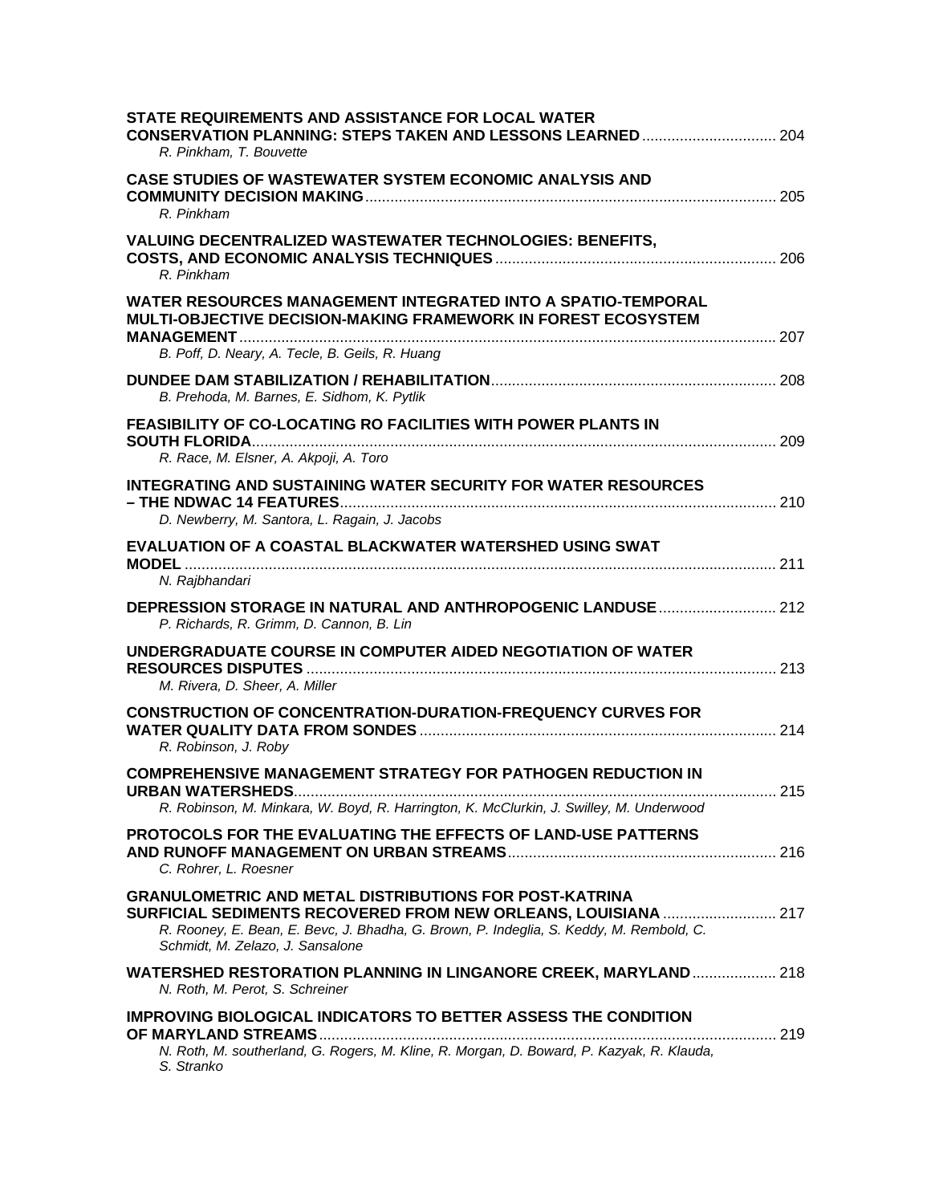**STATE REQUIREMENTS AND ASSISTANCE FOR LOCAL WATER CONSERVATION PLANNING: STEPS TAKEN AND LESSONS LEARNED** ................................ 204
*R. Pinkham, T. Bouvette*

**CASE STUDIES OF WASTEWATER SYSTEM ECONOMIC ANALYSIS AND COMMUNITY DECISION MAKING** ................................................................................................. 205
*R. Pinkham*

**VALUING DECENTRALIZED WASTEWATER TECHNOLOGIES: BENEFITS, COSTS, AND ECONOMIC ANALYSIS TECHNIQUES** .................................................................. 206
*R. Pinkham*

**WATER RESOURCES MANAGEMENT INTEGRATED INTO A SPATIO-TEMPORAL MULTI-OBJECTIVE DECISION-MAKING FRAMEWORK IN FOREST ECOSYSTEM MANAGEMENT** ................................................................................................................................ 207
*B. Poff, D. Neary, A. Tecle, B. Geils, R. Huang*

**DUNDEE DAM STABILIZATION / REHABILITATION** ................................................................... 208
*B. Prehoda, M. Barnes, E. Sidhom, K. Pytlik*

**FEASIBILITY OF CO-LOCATING RO FACILITIES WITH POWER PLANTS IN SOUTH FLORIDA** ............................................................................................................................ 209
*R. Race, M. Elsner, A. Akpoji, A. Toro*

**INTEGRATING AND SUSTAINING WATER SECURITY FOR WATER RESOURCES – THE NDWAC 14 FEATURES** ....................................................................................................... 210
*D. Newberry, M. Santora, L. Ragain, J. Jacobs*

**EVALUATION OF A COASTAL BLACKWATER WATERSHED USING SWAT MODEL** ............................................................................................................................................ 211
*N. Rajbhandari*

**DEPRESSION STORAGE IN NATURAL AND ANTHROPOGENIC LANDUSE** ............................ 212
*P. Richards, R. Grimm, D. Cannon, B. Lin*

**UNDERGRADUATE COURSE IN COMPUTER AIDED NEGOTIATION OF WATER RESOURCES DISPUTES** ............................................................................................................... 213
*M. Rivera, D. Sheer, A. Miller*

**CONSTRUCTION OF CONCENTRATION-DURATION-FREQUENCY CURVES FOR WATER QUALITY DATA FROM SONDES** .................................................................................... 214
*R. Robinson, J. Roby*

**COMPREHENSIVE MANAGEMENT STRATEGY FOR PATHOGEN REDUCTION IN URBAN WATERSHEDS** .................................................................................................................. 215
*R. Robinson, M. Minkara, W. Boyd, R. Harrington, K. McClurkin, J. Swilley, M. Underwood*

**PROTOCOLS FOR THE EVALUATING THE EFFECTS OF LAND-USE PATTERNS AND RUNOFF MANAGEMENT ON URBAN STREAMS** ............................................................... 216
*C. Rohrer, L. Roesner*

**GRANULOMETRIC AND METAL DISTRIBUTIONS FOR POST-KATRINA SURFICIAL SEDIMENTS RECOVERED FROM NEW ORLEANS, LOUISIANA** ........................... 217
*R. Rooney, E. Bean, E. Bevc, J. Bhadha, G. Brown, P. Indeglia, S. Keddy, M. Rembold, C. Schmidt, M. Zelazo, J. Sansalone*

**WATERSHED RESTORATION PLANNING IN LINGANORE CREEK, MARYLAND** .................... 218
*N. Roth, M. Perot, S. Schreiner*

**IMPROVING BIOLOGICAL INDICATORS TO BETTER ASSESS THE CONDITION OF MARYLAND STREAMS** ............................................................................................................ 219
*N. Roth, M. southerland, G. Rogers, M. Kline, R. Morgan, D. Boward, P. Kazyak, R. Klauda, S. Stranko*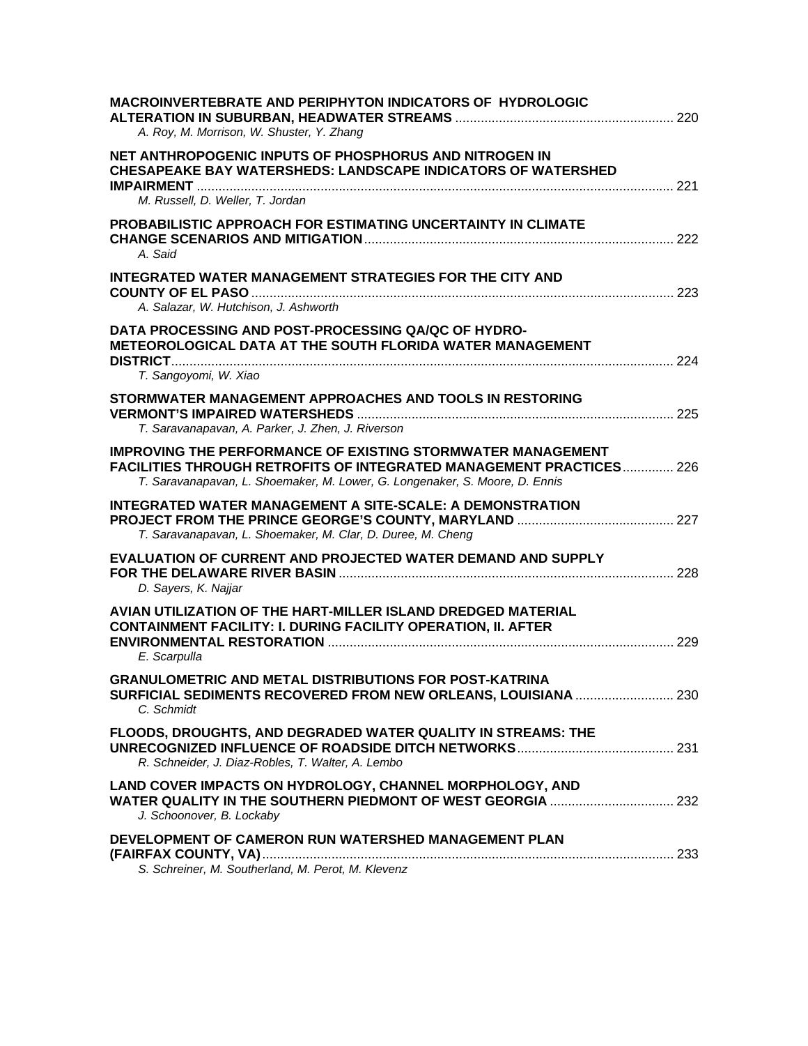**MACROINVERTEBRATE AND PERIPHYTON INDICATORS OF HYDROLOGIC ALTERATION IN SUBURBAN, HEADWATER STREAMS** ........................................................... 220
*A. Roy, M. Morrison, W. Shuster, Y. Zhang*

**NET ANTHROPOGENIC INPUTS OF PHOSPHORUS AND NITROGEN IN CHESAPEAKE BAY WATERSHEDS: LANDSCAPE INDICATORS OF WATERSHED IMPAIRMENT** ........................................................................................................................ 221
*M. Russell, D. Weller, T. Jordan*

**PROBABILISTIC APPROACH FOR ESTIMATING UNCERTAINTY IN CLIMATE CHANGE SCENARIOS AND MITIGATION** .................................................................................... 222
*A. Said*

**INTEGRATED WATER MANAGEMENT STRATEGIES FOR THE CITY AND COUNTY OF EL PASO** ................................................................................................................... 223
*A. Salazar, W. Hutchison, J. Ashworth*

**DATA PROCESSING AND POST-PROCESSING QA/QC OF HYDRO-METEOROLOGICAL DATA AT THE SOUTH FLORIDA WATER MANAGEMENT DISTRICT** ........................................................................................................................ 224
*T. Sangoyomi, W. Xiao*

**STORMWATER MANAGEMENT APPROACHES AND TOOLS IN RESTORING VERMONT'S IMPAIRED WATERSHEDS** ...................................................................................... 225
*T. Saravanapavan, A. Parker, J. Zhen, J. Riverson*

**IMPROVING THE PERFORMANCE OF EXISTING STORMWATER MANAGEMENT FACILITIES THROUGH RETROFITS OF INTEGRATED MANAGEMENT PRACTICES** .............. 226
*T. Saravanapavan, L. Shoemaker, M. Lower, G. Longenaker, S. Moore, D. Ennis*

**INTEGRATED WATER MANAGEMENT A SITE-SCALE: A DEMONSTRATION PROJECT FROM THE PRINCE GEORGE'S COUNTY, MARYLAND** ........................................... 227
*T. Saravanapavan, L. Shoemaker, M. Clar, D. Duree, M. Cheng*

**EVALUATION OF CURRENT AND PROJECTED WATER DEMAND AND SUPPLY FOR THE DELAWARE RIVER BASIN** ........................................................................................... 228
*D. Sayers, K. Najjar*

**AVIAN UTILIZATION OF THE HART-MILLER ISLAND DREDGED MATERIAL CONTAINMENT FACILITY: I. DURING FACILITY OPERATION, II. AFTER ENVIRONMENTAL RESTORATION** .............................................................................................. 229
*E. Scarpulla*

**GRANULOMETRIC AND METAL DISTRIBUTIONS FOR POST-KATRINA SURFICIAL SEDIMENTS RECOVERED FROM NEW ORLEANS, LOUISIANA** ........................... 230
*C. Schmidt*

**FLOODS, DROUGHTS, AND DEGRADED WATER QUALITY IN STREAMS: THE UNRECOGNIZED INFLUENCE OF ROADSIDE DITCH NETWORKS** ........................................... 231
*R. Schneider, J. Diaz-Robles, T. Walter, A. Lembo*

**LAND COVER IMPACTS ON HYDROLOGY, CHANNEL MORPHOLOGY, AND WATER QUALITY IN THE SOUTHERN PIEDMONT OF WEST GEORGIA** ................................. 232
*J. Schoonover, B. Lockaby*

**DEVELOPMENT OF CAMERON RUN WATERSHED MANAGEMENT PLAN (FAIRFAX COUNTY, VA)** ................................................................................................................. 233
*S. Schreiner, M. Southerland, M. Perot, M. Klevenz*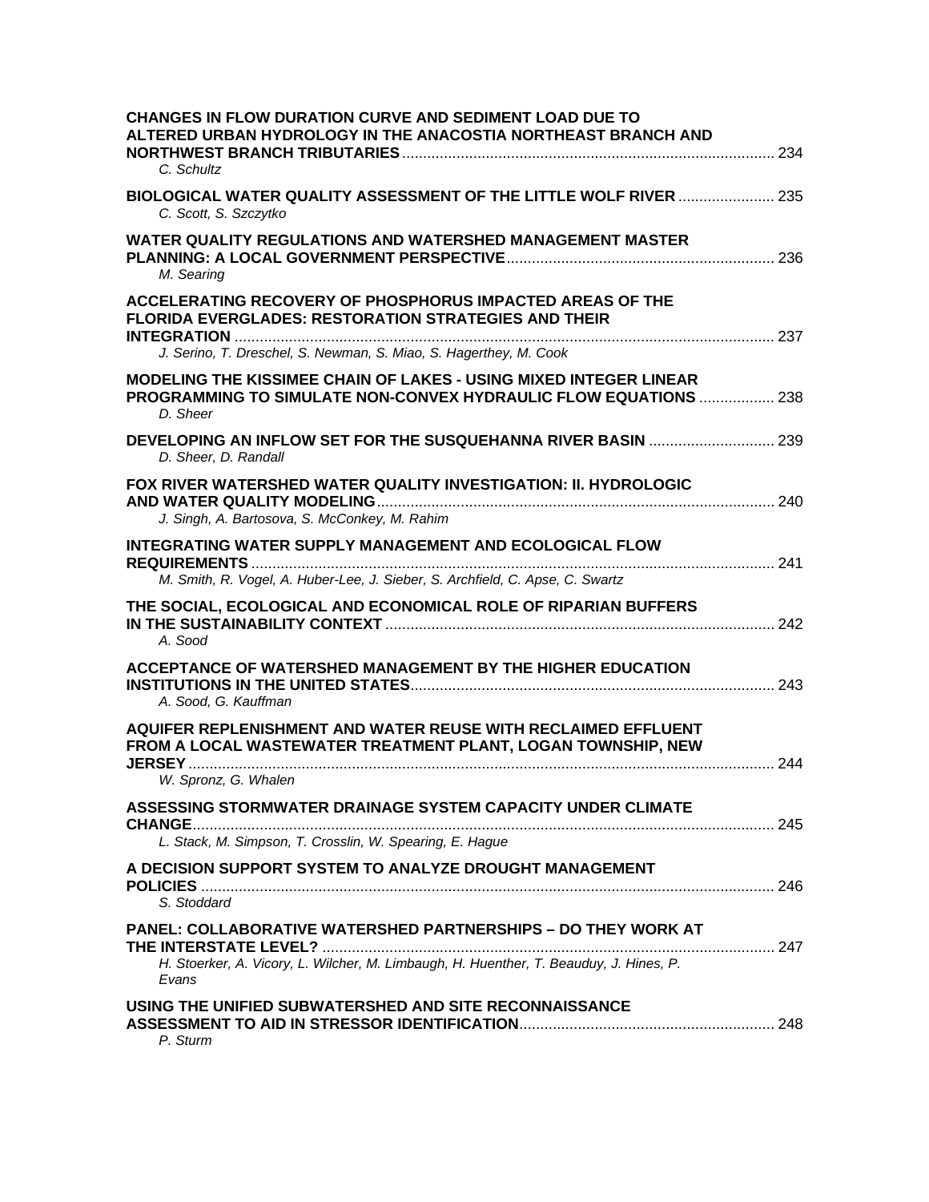**CHANGES IN FLOW DURATION CURVE AND SEDIMENT LOAD DUE TO ALTERED URBAN HYDROLOGY IN THE ANACOSTIA NORTHEAST BRANCH AND NORTHWEST BRANCH TRIBUTARIES** ........ 234
*C. Schultz*

**BIOLOGICAL WATER QUALITY ASSESSMENT OF THE LITTLE WOLF RIVER** ........ 235
*C. Scott, S. Szczytko*

**WATER QUALITY REGULATIONS AND WATERSHED MANAGEMENT MASTER PLANNING: A LOCAL GOVERNMENT PERSPECTIVE** ........ 236
*M. Searing*

**ACCELERATING RECOVERY OF PHOSPHORUS IMPACTED AREAS OF THE FLORIDA EVERGLADES: RESTORATION STRATEGIES AND THEIR INTEGRATION** ........ 237
*J. Serino, T. Dreschel, S. Newman, S. Miao, S. Hagerthey, M. Cook*

**MODELING THE KISSIMEE CHAIN OF LAKES - USING MIXED INTEGER LINEAR PROGRAMMING TO SIMULATE NON-CONVEX HYDRAULIC FLOW EQUATIONS** ........ 238
*D. Sheer*

**DEVELOPING AN INFLOW SET FOR THE SUSQUEHANNA RIVER BASIN** ........ 239
*D. Sheer, D. Randall*

**FOX RIVER WATERSHED WATER QUALITY INVESTIGATION: II. HYDROLOGIC AND WATER QUALITY MODELING** ........ 240
*J. Singh, A. Bartosova, S. McConkey, M. Rahim*

**INTEGRATING WATER SUPPLY MANAGEMENT AND ECOLOGICAL FLOW REQUIREMENTS** ........ 241
*M. Smith, R. Vogel, A. Huber-Lee, J. Sieber, S. Archfield, C. Apse, C. Swartz*

**THE SOCIAL, ECOLOGICAL AND ECONOMICAL ROLE OF RIPARIAN BUFFERS IN THE SUSTAINABILITY CONTEXT** ........ 242
*A. Sood*

**ACCEPTANCE OF WATERSHED MANAGEMENT BY THE HIGHER EDUCATION INSTITUTIONS IN THE UNITED STATES** ........ 243
*A. Sood, G. Kauffman*

**AQUIFER REPLENISHMENT AND WATER REUSE WITH RECLAIMED EFFLUENT FROM A LOCAL WASTEWATER TREATMENT PLANT, LOGAN TOWNSHIP, NEW JERSEY** ........ 244
*W. Spronz, G. Whalen*

**ASSESSING STORMWATER DRAINAGE SYSTEM CAPACITY UNDER CLIMATE CHANGE** ........ 245
*L. Stack, M. Simpson, T. Crosslin, W. Spearing, E. Hague*

**A DECISION SUPPORT SYSTEM TO ANALYZE DROUGHT MANAGEMENT POLICIES** ........ 246
*S. Stoddard*

**PANEL: COLLABORATIVE WATERSHED PARTNERSHIPS – DO THEY WORK AT THE INTERSTATE LEVEL?** ........ 247
*H. Stoerker, A. Vicory, L. Wilcher, M. Limbaugh, H. Huenther, T. Beauduy, J. Hines, P. Evans*

**USING THE UNIFIED SUBWATERSHED AND SITE RECONNAISSANCE ASSESSMENT TO AID IN STRESSOR IDENTIFICATION** ........ 248
*P. Sturm*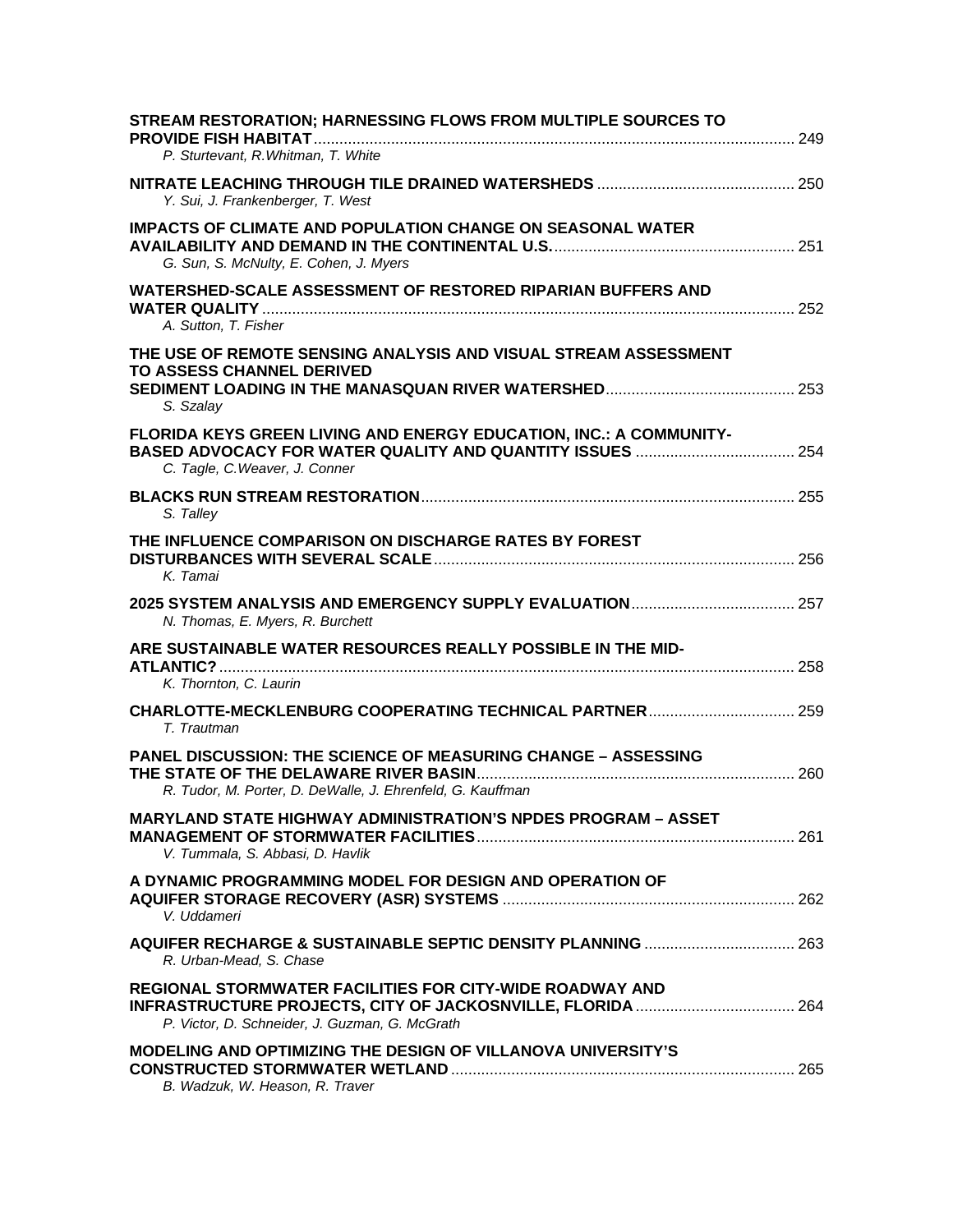**STREAM RESTORATION; HARNESSING FLOWS FROM MULTIPLE SOURCES TO PROVIDE FISH HABITAT** ............ 249
*P. Sturtevant, R.Whitman, T. White*

**NITRATE LEACHING THROUGH TILE DRAINED WATERSHEDS** ............ 250
*Y. Sui, J. Frankenberger, T. West*

**IMPACTS OF CLIMATE AND POPULATION CHANGE ON SEASONAL WATER AVAILABILITY AND DEMAND IN THE CONTINENTAL U.S.** ............ 251
*G. Sun, S. McNulty, E. Cohen, J. Myers*

**WATERSHED-SCALE ASSESSMENT OF RESTORED RIPARIAN BUFFERS AND WATER QUALITY** ............ 252
*A. Sutton, T. Fisher*

**THE USE OF REMOTE SENSING ANALYSIS AND VISUAL STREAM ASSESSMENT TO ASSESS CHANNEL DERIVED SEDIMENT LOADING IN THE MANASQUAN RIVER WATERSHED** ............ 253
*S. Szalay*

**FLORIDA KEYS GREEN LIVING AND ENERGY EDUCATION, INC.: A COMMUNITY-BASED ADVOCACY FOR WATER QUALITY AND QUANTITY ISSUES** ............ 254
*C. Tagle, C.Weaver, J. Conner*

**BLACKS RUN STREAM RESTORATION** ............ 255
*S. Talley*

**THE INFLUENCE COMPARISON ON DISCHARGE RATES BY FOREST DISTURBANCES WITH SEVERAL SCALE** ............ 256
*K. Tamai*

**2025 SYSTEM ANALYSIS AND EMERGENCY SUPPLY EVALUATION** ............ 257
*N. Thomas, E. Myers, R. Burchett*

**ARE SUSTAINABLE WATER RESOURCES REALLY POSSIBLE IN THE MID-ATLANTIC?** ............ 258
*K. Thornton, C. Laurin*

**CHARLOTTE-MECKLENBURG COOPERATING TECHNICAL PARTNER** ............ 259
*T. Trautman*

**PANEL DISCUSSION: THE SCIENCE OF MEASURING CHANGE – ASSESSING THE STATE OF THE DELAWARE RIVER BASIN** ............ 260
*R. Tudor, M. Porter, D. DeWalle, J. Ehrenfeld, G. Kauffman*

**MARYLAND STATE HIGHWAY ADMINISTRATION'S NPDES PROGRAM – ASSET MANAGEMENT OF STORMWATER FACILITIES** ............ 261
*V. Tummala, S. Abbasi, D. Havlik*

**A DYNAMIC PROGRAMMING MODEL FOR DESIGN AND OPERATION OF AQUIFER STORAGE RECOVERY (ASR) SYSTEMS** ............ 262
*V. Uddameri*

**AQUIFER RECHARGE & SUSTAINABLE SEPTIC DENSITY PLANNING** ............ 263
*R. Urban-Mead, S. Chase*

**REGIONAL STORMWATER FACILITIES FOR CITY-WIDE ROADWAY AND INFRASTRUCTURE PROJECTS, CITY OF JACKOSNVILLE, FLORIDA** ............ 264
*P. Victor, D. Schneider, J. Guzman, G. McGrath*

**MODELING AND OPTIMIZING THE DESIGN OF VILLANOVA UNIVERSITY'S CONSTRUCTED STORMWATER WETLAND** ............ 265
*B. Wadzuk, W. Heason, R. Traver*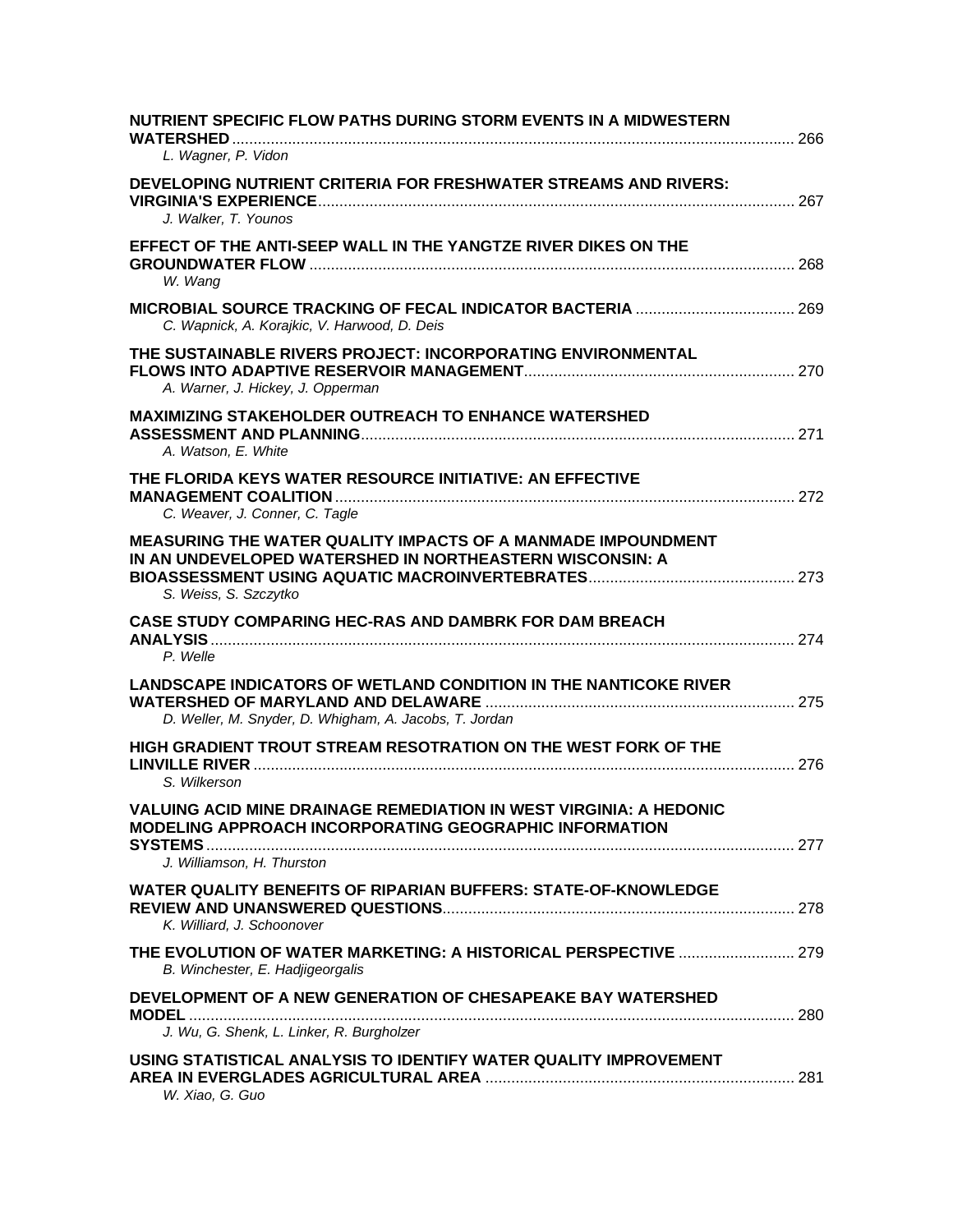**NUTRIENT SPECIFIC FLOW PATHS DURING STORM EVENTS IN A MIDWESTERN WATERSHED** .................................................................................................................... 266
*L. Wagner, P. Vidon*

**DEVELOPING NUTRIENT CRITERIA FOR FRESHWATER STREAMS AND RIVERS: VIRGINIA'S EXPERIENCE**................................................................................................ 267
*J. Walker, T. Younos*

**EFFECT OF THE ANTI-SEEP WALL IN THE YANGTZE RIVER DIKES ON THE GROUNDWATER FLOW** ................................................................................................................. 268
*W. Wang*

**MICROBIAL SOURCE TRACKING OF FECAL INDICATOR BACTERIA** ..................................... 269
*C. Wapnick, A. Korajkic, V. Harwood, D. Deis*

**THE SUSTAINABLE RIVERS PROJECT: INCORPORATING ENVIRONMENTAL FLOWS INTO ADAPTIVE RESERVOIR MANAGEMENT**............................................................... 270
*A. Warner, J. Hickey, J. Opperman*

**MAXIMIZING STAKEHOLDER OUTREACH TO ENHANCE WATERSHED ASSESSMENT AND PLANNING**...................................................................................................... 271
*A. Watson, E. White*

**THE FLORIDA KEYS WATER RESOURCE INITIATIVE: AN EFFECTIVE MANAGEMENT COALITION** ........................................................................................................... 272
*C. Weaver, J. Conner, C. Tagle*

**MEASURING THE WATER QUALITY IMPACTS OF A MANMADE IMPOUNDMENT IN AN UNDEVELOPED WATERSHED IN NORTHEASTERN WISCONSIN: A BIOASSESSMENT USING AQUATIC MACROINVERTEBRATES**................................................ 273
*S. Weiss, S. Szczytko*

**CASE STUDY COMPARING HEC-RAS AND DAMBRK FOR DAM BREACH ANALYSIS** ........................................................................................................................................ 274
*P. Welle*

**LANDSCAPE INDICATORS OF WETLAND CONDITION IN THE NANTICOKE RIVER WATERSHED OF MARYLAND AND DELAWARE** ........................................................................ 275
*D. Weller, M. Snyder, D. Whigham, A. Jacobs, T. Jordan*

**HIGH GRADIENT TROUT STREAM RESOTRATION ON THE WEST FORK OF THE LINVILLE RIVER** .............................................................................................................................. 276
*S. Wilkerson*

**VALUING ACID MINE DRAINAGE REMEDIATION IN WEST VIRGINIA: A HEDONIC MODELING APPROACH INCORPORATING GEOGRAPHIC INFORMATION SYSTEMS** ......................................................................................................................................... 277
*J. Williamson, H. Thurston*

**WATER QUALITY BENEFITS OF RIPARIAN BUFFERS: STATE-OF-KNOWLEDGE REVIEW AND UNANSWERED QUESTIONS**.................................................................................. 278
*K. Williard, J. Schoonover*

**THE EVOLUTION OF WATER MARKETING: A HISTORICAL PERSPECTIVE** ........................... 279
*B. Winchester, E. Hadjigeorgalis*

**DEVELOPMENT OF A NEW GENERATION OF CHESAPEAKE BAY WATERSHED MODEL** ............................................................................................................................................. 280
*J. Wu, G. Shenk, L. Linker, R. Burgholzer*

**USING STATISTICAL ANALYSIS TO IDENTIFY WATER QUALITY IMPROVEMENT AREA IN EVERGLADES AGRICULTURAL AREA** ........................................................................ 281
*W. Xiao, G. Guo*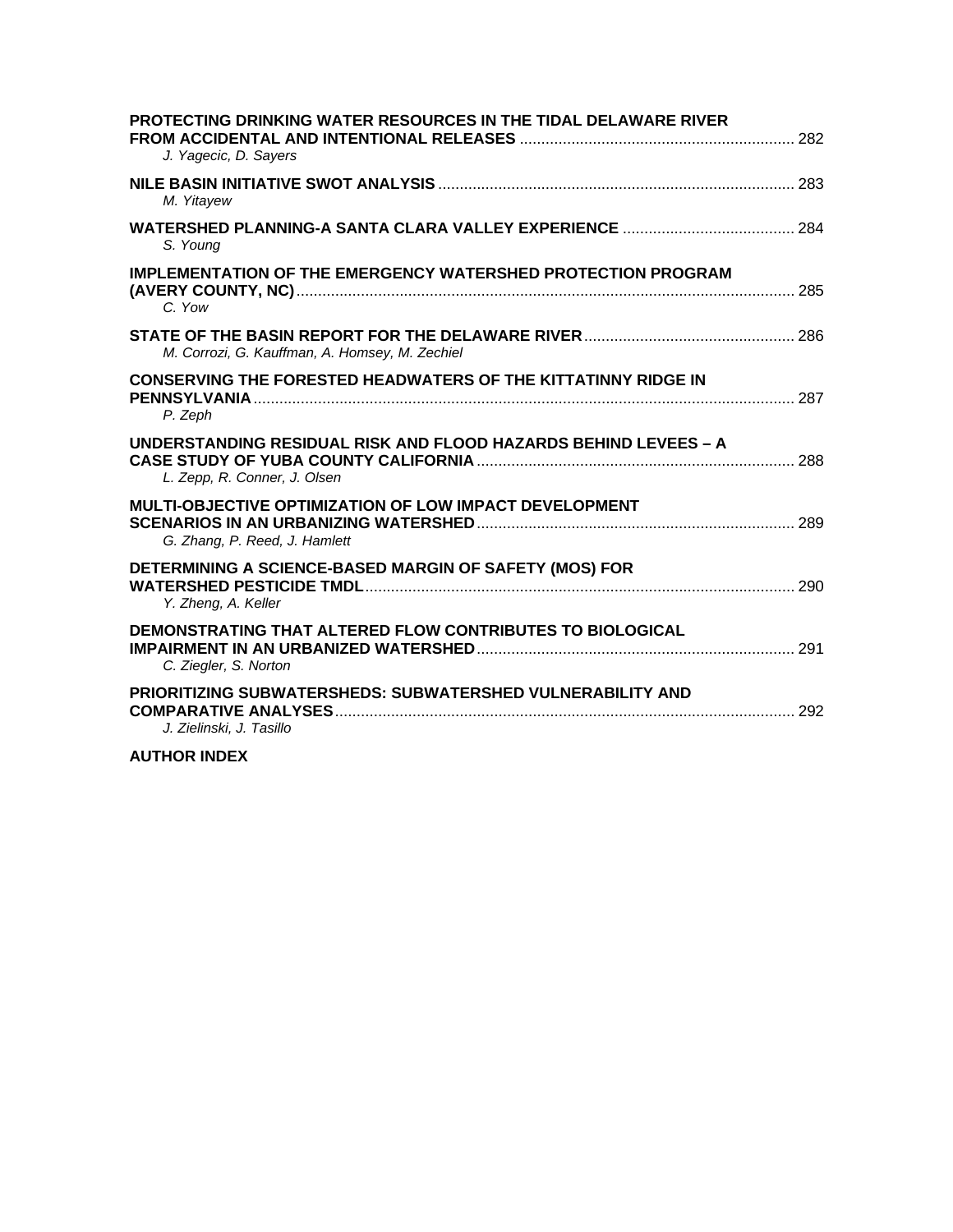**PROTECTING DRINKING WATER RESOURCES IN THE TIDAL DELAWARE RIVER FROM ACCIDENTAL AND INTENTIONAL RELEASES** ............................................................... 282
*J. Yagecic, D. Sayers*

**NILE BASIN INITIATIVE SWOT ANALYSIS** .................................................................................. 283
*M. Yitayew*

**WATERSHED PLANNING-A SANTA CLARA VALLEY EXPERIENCE** ....................................... 284
*S. Young*

**IMPLEMENTATION OF THE EMERGENCY WATERSHED PROTECTION PROGRAM (AVERY COUNTY, NC)** ................................................................................................................... 285
*C. Yow*

**STATE OF THE BASIN REPORT FOR THE DELAWARE RIVER** ................................................ 286
*M. Corrozi, G. Kauffman, A. Homsey, M. Zechiel*

**CONSERVING THE FORESTED HEADWATERS OF THE KITTATINNY RIDGE IN PENNSYLVANIA** ............................................................................................................................. 287
*P. Zeph*

**UNDERSTANDING RESIDUAL RISK AND FLOOD HAZARDS BEHIND LEVEES – A CASE STUDY OF YUBA COUNTY CALIFORNIA** ......................................................................... 288
*L. Zepp, R. Conner, J. Olsen*

**MULTI-OBJECTIVE OPTIMIZATION OF LOW IMPACT DEVELOPMENT SCENARIOS IN AN URBANIZING WATERSHED** ......................................................................... 289
*G. Zhang, P. Reed, J. Hamlett*

**DETERMINING A SCIENCE-BASED MARGIN OF SAFETY (MOS) FOR WATERSHED PESTICIDE TMDL** ................................................................................................... 290
*Y. Zheng, A. Keller*

**DEMONSTRATING THAT ALTERED FLOW CONTRIBUTES TO BIOLOGICAL IMPAIRMENT IN AN URBANIZED WATERSHED** ......................................................................... 291
*C. Ziegler, S. Norton*

**PRIORITIZING SUBWATERSHEDS: SUBWATERSHED VULNERABILITY AND COMPARATIVE ANALYSES** .......................................................................................................... 292
*J. Zielinski, J. Tasillo*

**AUTHOR INDEX**